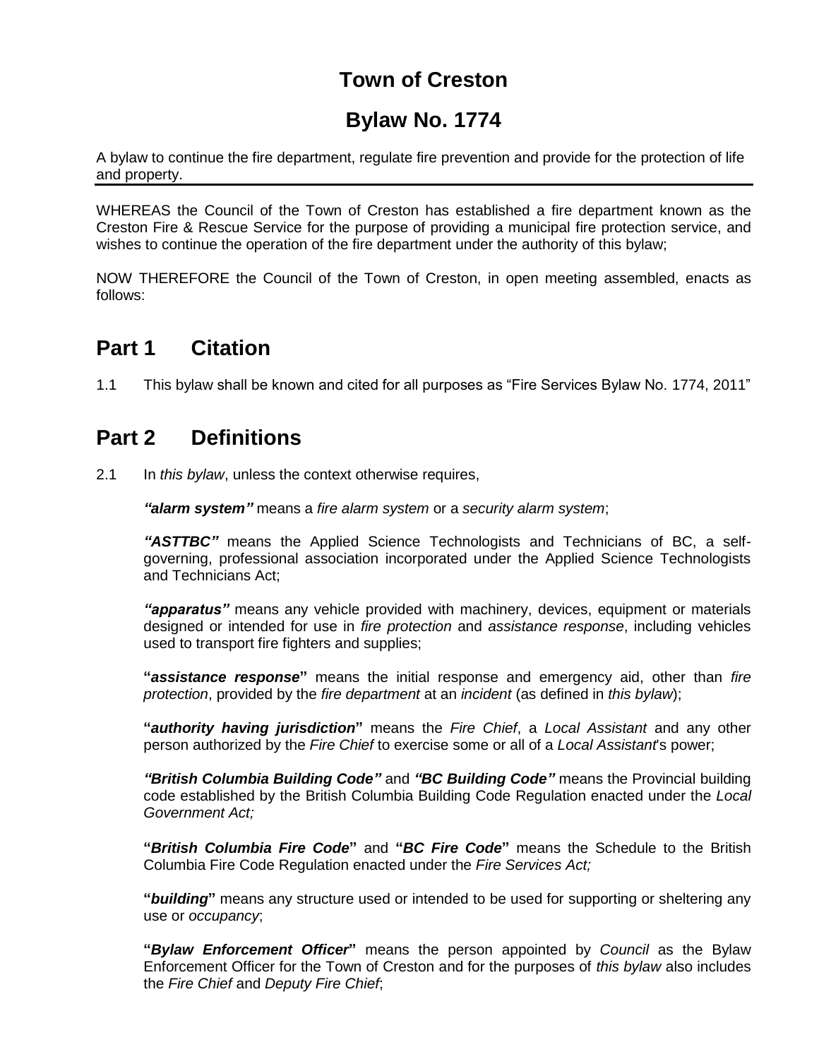# Town of Creston

## Bylaw No. 1774

A bylaw to continue the fire department, regulate fire prevention and provide for the protection of life and property.

---

WHEREAS the Council of the Town of Creston has established a fire department known as the Creston Fire & Rescue Service for the purpose of providing a municipal fire protection service, and wishes to continue the operation of the fire department under the authority of this bylaw;

NOW THEREFORE the Council of the Town of Creston, in open meeting assembled, enacts as follows:

## Part 1 Citation

1.1 This bylaw shall be known and cited for all purposes as "Fire Services Bylaw No. 1774, 2011"

## Part 2 Definitions

2.1 In *this bylaw*, unless the context otherwise requires,

***"alarm system"*** means a *fire alarm system* or a *security alarm system*;

***"ASTTBC"*** means the Applied Science Technologists and Technicians of BC, a self-governing, professional association incorporated under the Applied Science Technologists and Technicians Act;

***"apparatus"*** means any vehicle provided with machinery, devices, equipment or materials designed or intended for use in *fire protection* and *assistance response*, including vehicles used to transport fire fighters and supplies;

**"*assistance response*"** means the initial response and emergency aid, other than *fire protection*, provided by the *fire department* at an *incident* (as defined in *this bylaw*);

**"*authority having jurisdiction*"** means the *Fire Chief*, a *Local Assistant* and any other person authorized by the *Fire Chief* to exercise some or all of a *Local Assistant*'s power;

***"British Columbia Building Code"*** and ***"BC Building Code"*** means the Provincial building code established by the British Columbia Building Code Regulation enacted under the *Local Government Act;*

**"*British Columbia Fire Code*"** and **"*BC Fire Code*"** means the Schedule to the British Columbia Fire Code Regulation enacted under the *Fire Services Act;*

**"*building*"** means any structure used or intended to be used for supporting or sheltering any use or *occupancy*;

**"*Bylaw Enforcement Officer*"** means the person appointed by *Council* as the Bylaw Enforcement Officer for the Town of Creston and for the purposes of *this bylaw* also includes the *Fire Chief* and *Deputy Fire Chief*;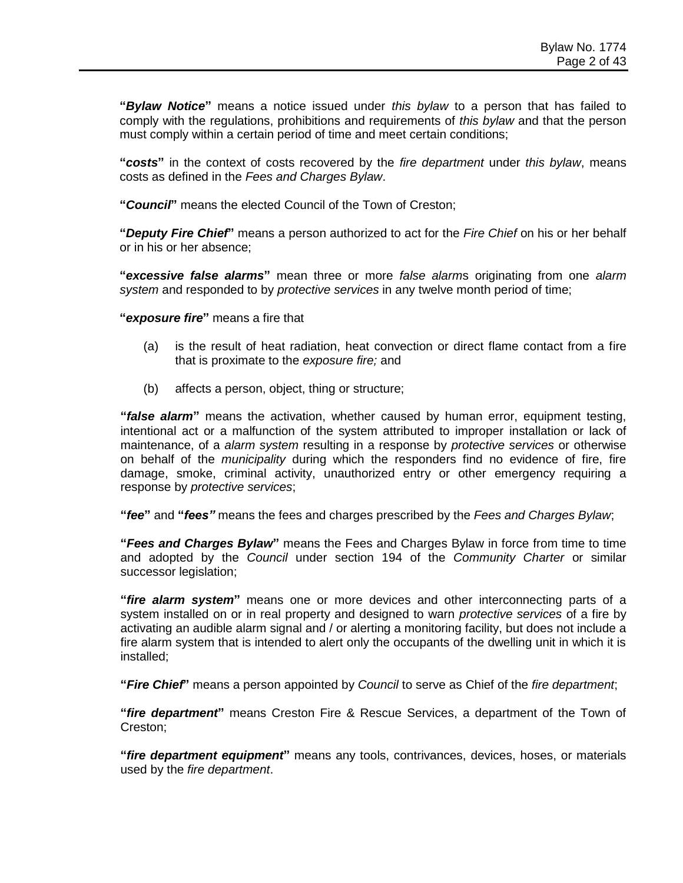**"*Bylaw Notice*"** means a notice issued under *this bylaw* to a person that has failed to comply with the regulations, prohibitions and requirements of *this bylaw* and that the person must comply within a certain period of time and meet certain conditions;

**"*costs*"** in the context of costs recovered by the *fire department* under *this bylaw*, means costs as defined in the *Fees and Charges Bylaw*.

**"*Council*"** means the elected Council of the Town of Creston;

**"*Deputy Fire Chief*"** means a person authorized to act for the *Fire Chief* on his or her behalf or in his or her absence;

**"*excessive false alarms*"** mean three or more *false alarm*s originating from one *alarm system* and responded to by *protective services* in any twelve month period of time;

**"*exposure fire*"** means a fire that

(a) is the result of heat radiation, heat convection or direct flame contact from a fire that is proximate to the *exposure fire;* and

(b) affects a person, object, thing or structure;

**"*false alarm*"** means the activation, whether caused by human error, equipment testing, intentional act or a malfunction of the system attributed to improper installation or lack of maintenance, of a *alarm system* resulting in a response by *protective services* or otherwise on behalf of the *municipality* during which the responders find no evidence of fire, fire damage, smoke, criminal activity, unauthorized entry or other emergency requiring a response by *protective services*;

**"*fee*"** and **"*fees"*** means the fees and charges prescribed by the *Fees and Charges Bylaw*;

**"*Fees and Charges Bylaw*"** means the Fees and Charges Bylaw in force from time to time and adopted by the *Council* under section 194 of the *Community Charter* or similar successor legislation;

**"*fire alarm system*"** means one or more devices and other interconnecting parts of a system installed on or in real property and designed to warn *protective services* of a fire by activating an audible alarm signal and / or alerting a monitoring facility, but does not include a fire alarm system that is intended to alert only the occupants of the dwelling unit in which it is installed;

**"*Fire Chief*"** means a person appointed by *Council* to serve as Chief of the *fire department*;

**"*fire department*"** means Creston Fire & Rescue Services, a department of the Town of Creston;

**"*fire department equipment*"** means any tools, contrivances, devices, hoses, or materials used by the *fire department*.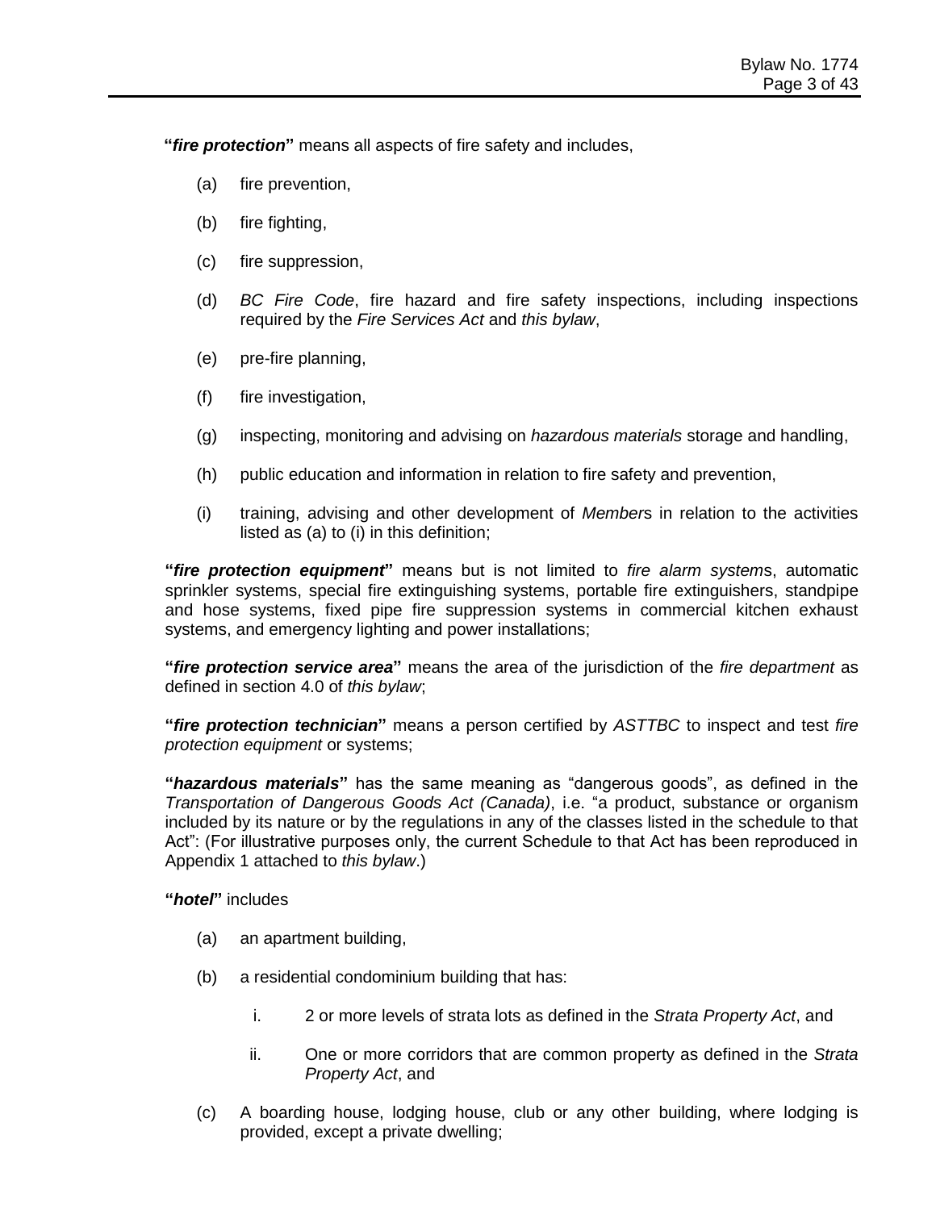**"*fire protection*"** means all aspects of fire safety and includes,

(a) fire prevention,

(b) fire fighting,

(c) fire suppression,

(d) *BC Fire Code*, fire hazard and fire safety inspections, including inspections required by the *Fire Services Act* and *this bylaw*,

(e) pre-fire planning,

(f) fire investigation,

(g) inspecting, monitoring and advising on *hazardous materials* storage and handling,

(h) public education and information in relation to fire safety and prevention,

(i) training, advising and other development of *Member*s in relation to the activities listed as (a) to (i) in this definition;

**"*fire protection equipment*"** means but is not limited to *fire alarm system*s, automatic sprinkler systems, special fire extinguishing systems, portable fire extinguishers, standpipe and hose systems, fixed pipe fire suppression systems in commercial kitchen exhaust systems, and emergency lighting and power installations;

**"*fire protection service area*"** means the area of the jurisdiction of the *fire department* as defined in section 4.0 of *this bylaw*;

**"*fire protection technician*"** means a person certified by *ASTTBC* to inspect and test *fire protection equipment* or systems;

**"*hazardous materials*"** has the same meaning as "dangerous goods", as defined in the *Transportation of Dangerous Goods Act (Canada)*, i.e. "a product, substance or organism included by its nature or by the regulations in any of the classes listed in the schedule to that Act": (For illustrative purposes only, the current Schedule to that Act has been reproduced in Appendix 1 attached to *this bylaw*.)

**"*hotel*"** includes

(a) an apartment building,

(b) a residential condominium building that has:

  i. 2 or more levels of strata lots as defined in the *Strata Property Act*, and

  ii. One or more corridors that are common property as defined in the *Strata Property Act*, and

(c) A boarding house, lodging house, club or any other building, where lodging is provided, except a private dwelling;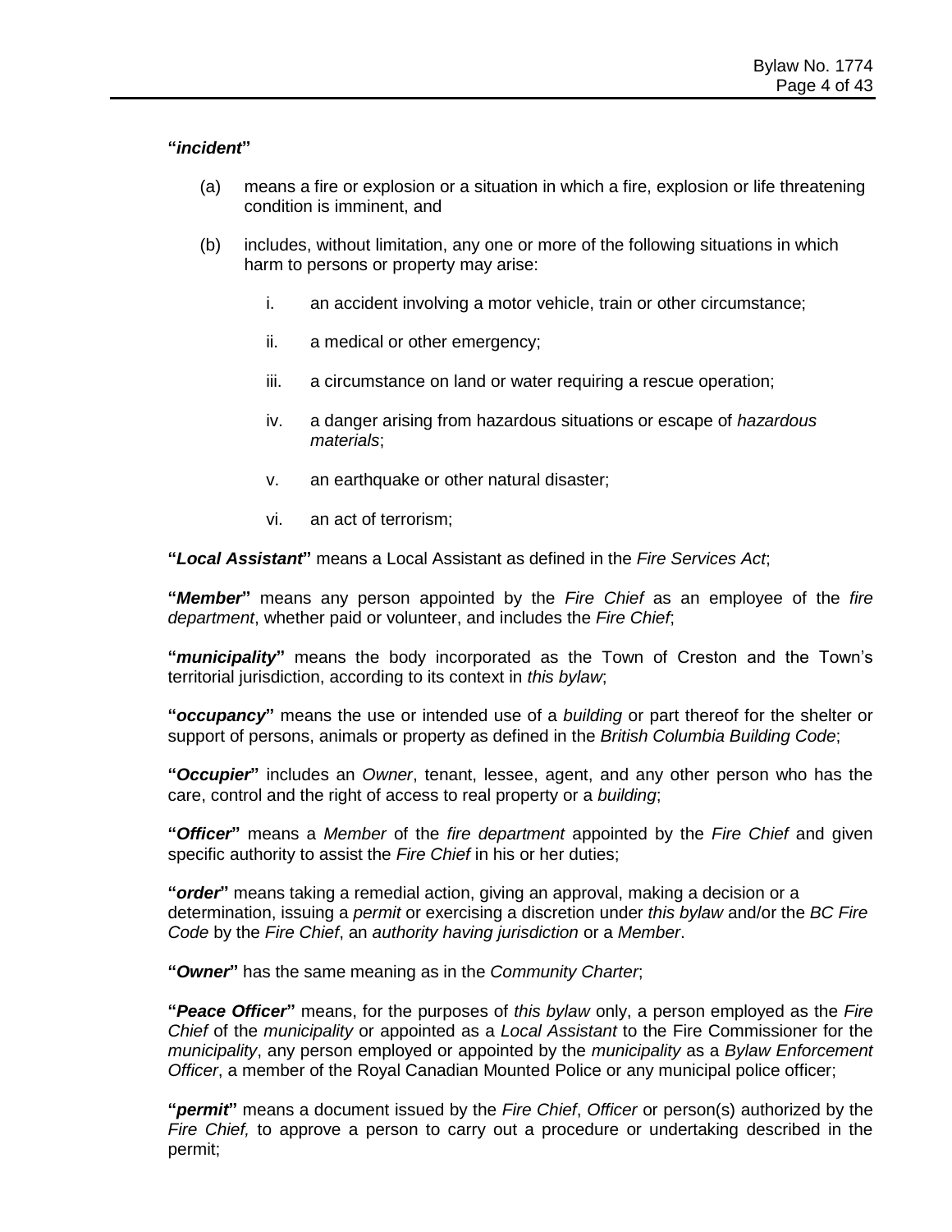**"*incident*"**

(a) means a fire or explosion or a situation in which a fire, explosion or life threatening condition is imminent, and

(b) includes, without limitation, any one or more of the following situations in which harm to persons or property may arise:

i. an accident involving a motor vehicle, train or other circumstance;

ii. a medical or other emergency;

iii. a circumstance on land or water requiring a rescue operation;

iv. a danger arising from hazardous situations or escape of *hazardous materials*;

v. an earthquake or other natural disaster;

vi. an act of terrorism;

**"*Local Assistant*"** means a Local Assistant as defined in the *Fire Services Act*;

**"*Member*"** means any person appointed by the *Fire Chief* as an employee of the *fire department*, whether paid or volunteer, and includes the *Fire Chief*;

**"*municipality*"** means the body incorporated as the Town of Creston and the Town's territorial jurisdiction, according to its context in *this bylaw*;

**"*occupancy*"** means the use or intended use of a *building* or part thereof for the shelter or support of persons, animals or property as defined in the *British Columbia Building Code*;

**"*Occupier*"** includes an *Owner*, tenant, lessee, agent, and any other person who has the care, control and the right of access to real property or a *building*;

**"*Officer*"** means a *Member* of the *fire department* appointed by the *Fire Chief* and given specific authority to assist the *Fire Chief* in his or her duties;

**"*order*"** means taking a remedial action, giving an approval, making a decision or a determination, issuing a *permit* or exercising a discretion under *this bylaw* and/or the *BC Fire Code* by the *Fire Chief*, an *authority having jurisdiction* or a *Member*.

**"*Owner*"** has the same meaning as in the *Community Charter*;

**"*Peace Officer*"** means, for the purposes of *this bylaw* only, a person employed as the *Fire Chief* of the *municipality* or appointed as a *Local Assistant* to the Fire Commissioner for the *municipality*, any person employed or appointed by the *municipality* as a *Bylaw Enforcement Officer*, a member of the Royal Canadian Mounted Police or any municipal police officer;

**"*permit*"** means a document issued by the *Fire Chief*, *Officer* or person(s) authorized by the *Fire Chief,* to approve a person to carry out a procedure or undertaking described in the permit;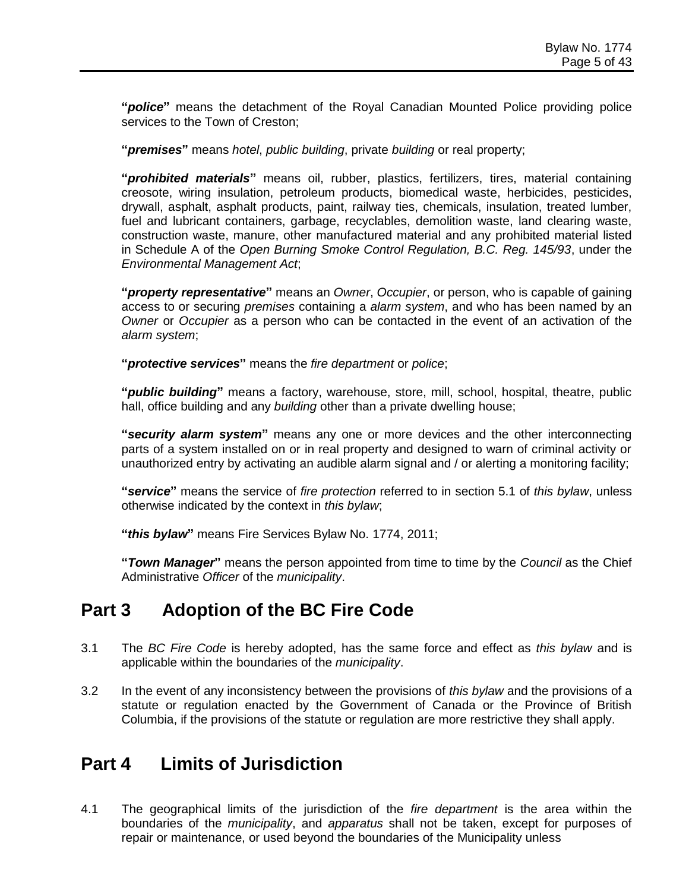**"*police*"** means the detachment of the Royal Canadian Mounted Police providing police services to the Town of Creston;

**"*premises*"** means *hotel*, *public building*, private *building* or real property;

**"*prohibited materials*"** means oil, rubber, plastics, fertilizers, tires, material containing creosote, wiring insulation, petroleum products, biomedical waste, herbicides, pesticides, drywall, asphalt, asphalt products, paint, railway ties, chemicals, insulation, treated lumber, fuel and lubricant containers, garbage, recyclables, demolition waste, land clearing waste, construction waste, manure, other manufactured material and any prohibited material listed in Schedule A of the *Open Burning Smoke Control Regulation, B.C. Reg. 145/93*, under the *Environmental Management Act*;

**"*property representative*"** means an *Owner*, *Occupier*, or person, who is capable of gaining access to or securing *premises* containing a *alarm system*, and who has been named by an *Owner* or *Occupier* as a person who can be contacted in the event of an activation of the *alarm system*;

**"*protective services*"** means the *fire department* or *police*;

**"*public building*"** means a factory, warehouse, store, mill, school, hospital, theatre, public hall, office building and any *building* other than a private dwelling house;

**"*security alarm system*"** means any one or more devices and the other interconnecting parts of a system installed on or in real property and designed to warn of criminal activity or unauthorized entry by activating an audible alarm signal and / or alerting a monitoring facility;

**"*service*"** means the service of *fire protection* referred to in section 5.1 of *this bylaw*, unless otherwise indicated by the context in *this bylaw*;

**"*this bylaw*"** means Fire Services Bylaw No. 1774, 2011;

**"*Town Manager*"** means the person appointed from time to time by the *Council* as the Chief Administrative *Officer* of the *municipality*.

## Part 3 Adoption of the BC Fire Code

3.1 The *BC Fire Code* is hereby adopted, has the same force and effect as *this bylaw* and is applicable within the boundaries of the *municipality*.

3.2 In the event of any inconsistency between the provisions of *this bylaw* and the provisions of a statute or regulation enacted by the Government of Canada or the Province of British Columbia, if the provisions of the statute or regulation are more restrictive they shall apply.

## Part 4 Limits of Jurisdiction

4.1 The geographical limits of the jurisdiction of the *fire department* is the area within the boundaries of the *municipality*, and *apparatus* shall not be taken, except for purposes of repair or maintenance, or used beyond the boundaries of the Municipality unless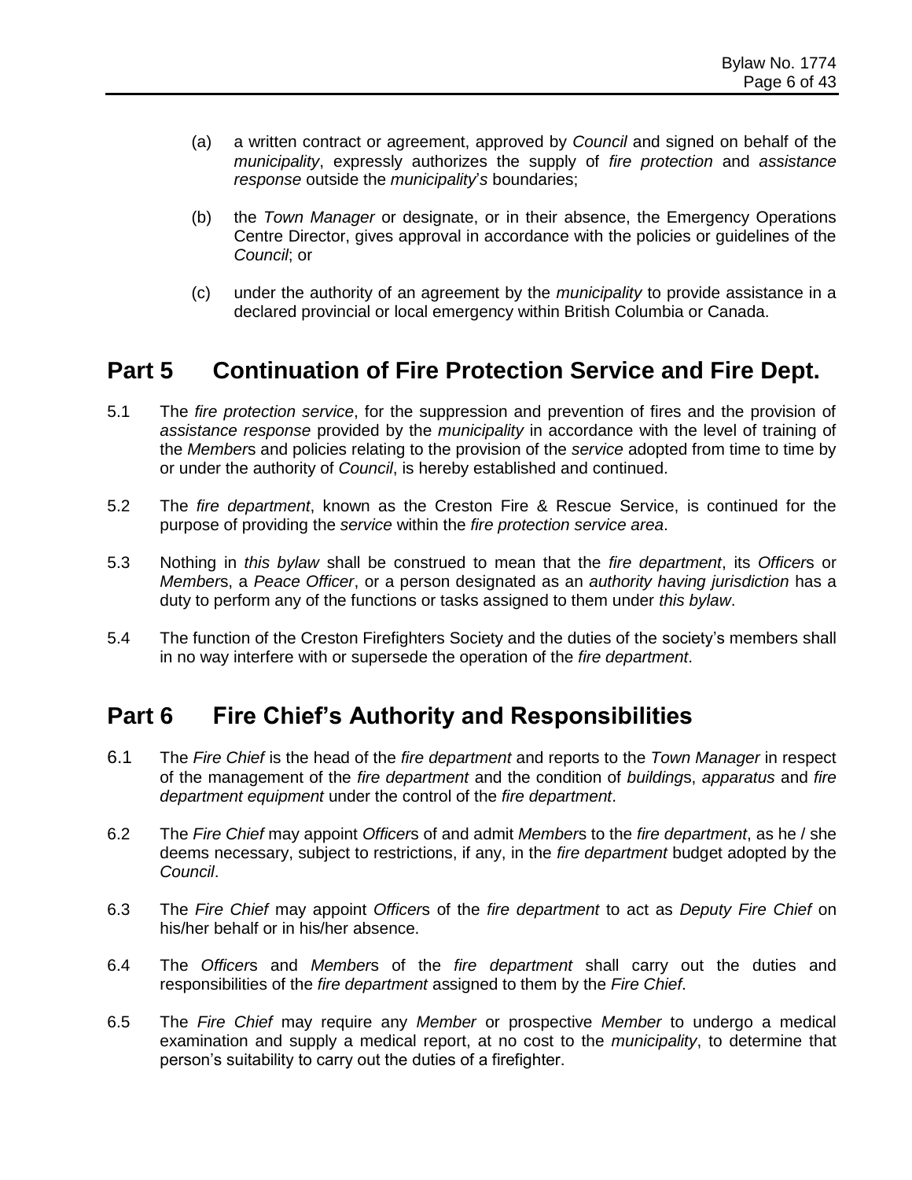(a) a written contract or agreement, approved by *Council* and signed on behalf of the *municipality*, expressly authorizes the supply of *fire protection* and *assistance response* outside the *municipality's* boundaries;

(b) the *Town Manager* or designate, or in their absence, the Emergency Operations Centre Director, gives approval in accordance with the policies or guidelines of the *Council*; or

(c) under the authority of an agreement by the *municipality* to provide assistance in a declared provincial or local emergency within British Columbia or Canada.

## Part 5 Continuation of Fire Protection Service and Fire Dept.

5.1 The *fire protection service*, for the suppression and prevention of fires and the provision of *assistance response* provided by the *municipality* in accordance with the level of training of the *Member*s and policies relating to the provision of the *service* adopted from time to time by or under the authority of *Council*, is hereby established and continued.

5.2 The *fire department*, known as the Creston Fire & Rescue Service, is continued for the purpose of providing the *service* within the *fire protection service area*.

5.3 Nothing in *this bylaw* shall be construed to mean that the *fire department*, its *Officer*s or *Member*s, a *Peace Officer*, or a person designated as an *authority having jurisdiction* has a duty to perform any of the functions or tasks assigned to them under *this bylaw*.

5.4 The function of the Creston Firefighters Society and the duties of the society's members shall in no way interfere with or supersede the operation of the *fire department*.

## Part 6 Fire Chief's Authority and Responsibilities

6.1 The *Fire Chief* is the head of the *fire department* and reports to the *Town Manager* in respect of the management of the *fire department* and the condition of *building*s, *apparatus* and *fire department equipment* under the control of the *fire department*.

6.2 The *Fire Chief* may appoint *Officer*s of and admit *Member*s to the *fire department*, as he / she deems necessary, subject to restrictions, if any, in the *fire department* budget adopted by the *Council*.

6.3 The *Fire Chief* may appoint *Officer*s of the *fire department* to act as *Deputy Fire Chief* on his/her behalf or in his/her absence.

6.4 The *Officer*s and *Member*s of the *fire department* shall carry out the duties and responsibilities of the *fire department* assigned to them by the *Fire Chief*.

6.5 The *Fire Chief* may require any *Member* or prospective *Member* to undergo a medical examination and supply a medical report, at no cost to the *municipality*, to determine that person's suitability to carry out the duties of a firefighter.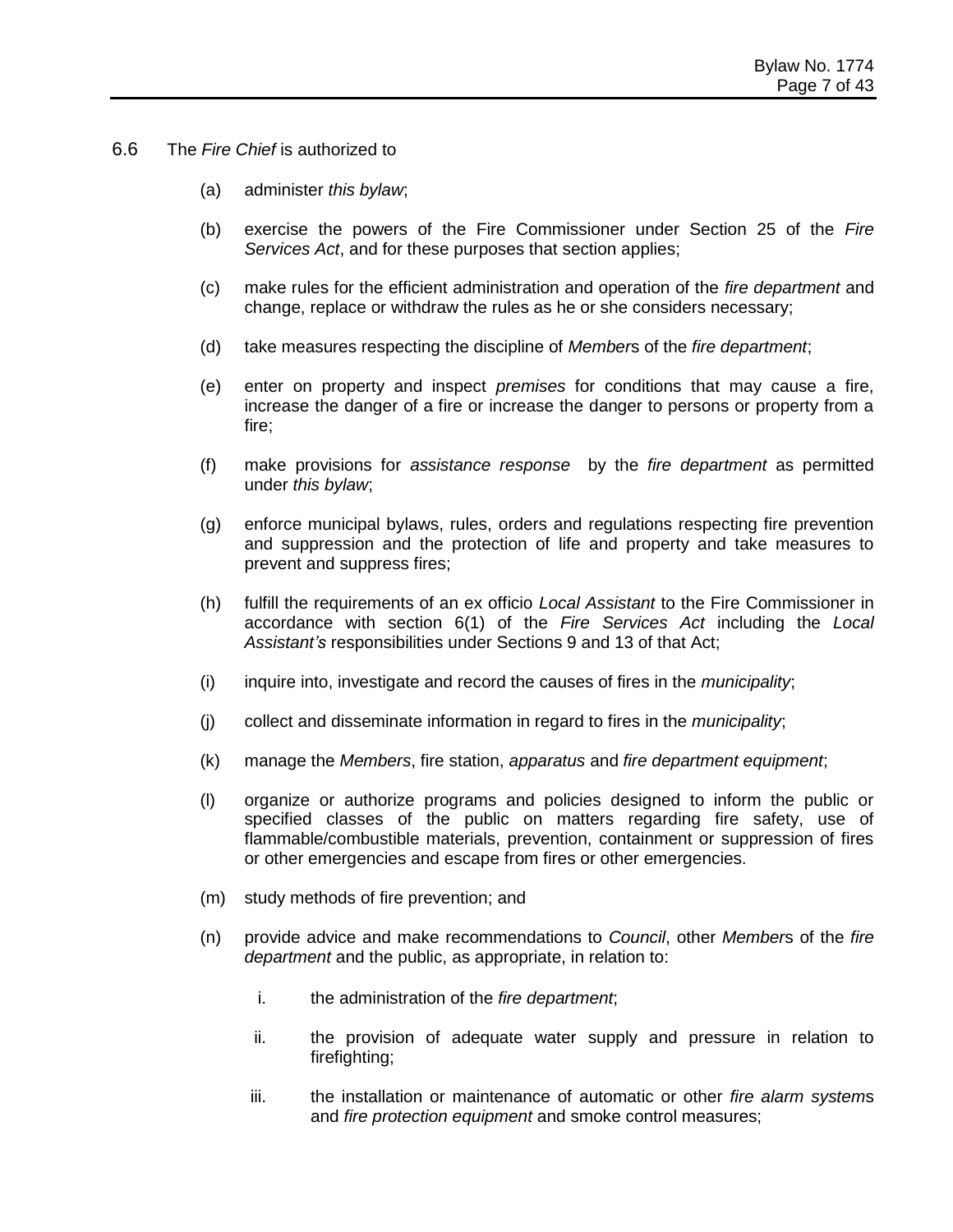6.6 The *Fire Chief* is authorized to

- (a) administer *this bylaw*;
- (b) exercise the powers of the Fire Commissioner under Section 25 of the *Fire Services Act*, and for these purposes that section applies;
- (c) make rules for the efficient administration and operation of the *fire department* and change, replace or withdraw the rules as he or she considers necessary;
- (d) take measures respecting the discipline of *Member*s of the *fire department*;
- (e) enter on property and inspect *premises* for conditions that may cause a fire, increase the danger of a fire or increase the danger to persons or property from a fire;
- (f) make provisions for *assistance response* by the *fire department* as permitted under *this bylaw*;
- (g) enforce municipal bylaws, rules, orders and regulations respecting fire prevention and suppression and the protection of life and property and take measures to prevent and suppress fires;
- (h) fulfill the requirements of an ex officio *Local Assistant* to the Fire Commissioner in accordance with section 6(1) of the *Fire Services Act* including the *Local Assistant's* responsibilities under Sections 9 and 13 of that Act;
- (i) inquire into, investigate and record the causes of fires in the *municipality*;
- (j) collect and disseminate information in regard to fires in the *municipality*;
- (k) manage the *Members*, fire station, *apparatus* and *fire department equipment*;
- (l) organize or authorize programs and policies designed to inform the public or specified classes of the public on matters regarding fire safety, use of flammable/combustible materials, prevention, containment or suppression of fires or other emergencies and escape from fires or other emergencies.
- (m) study methods of fire prevention; and
- (n) provide advice and make recommendations to *Council*, other *Member*s of the *fire department* and the public, as appropriate, in relation to:
  - i. the administration of the *fire department*;
  - ii. the provision of adequate water supply and pressure in relation to firefighting;
  - iii. the installation or maintenance of automatic or other *fire alarm system*s and *fire protection equipment* and smoke control measures;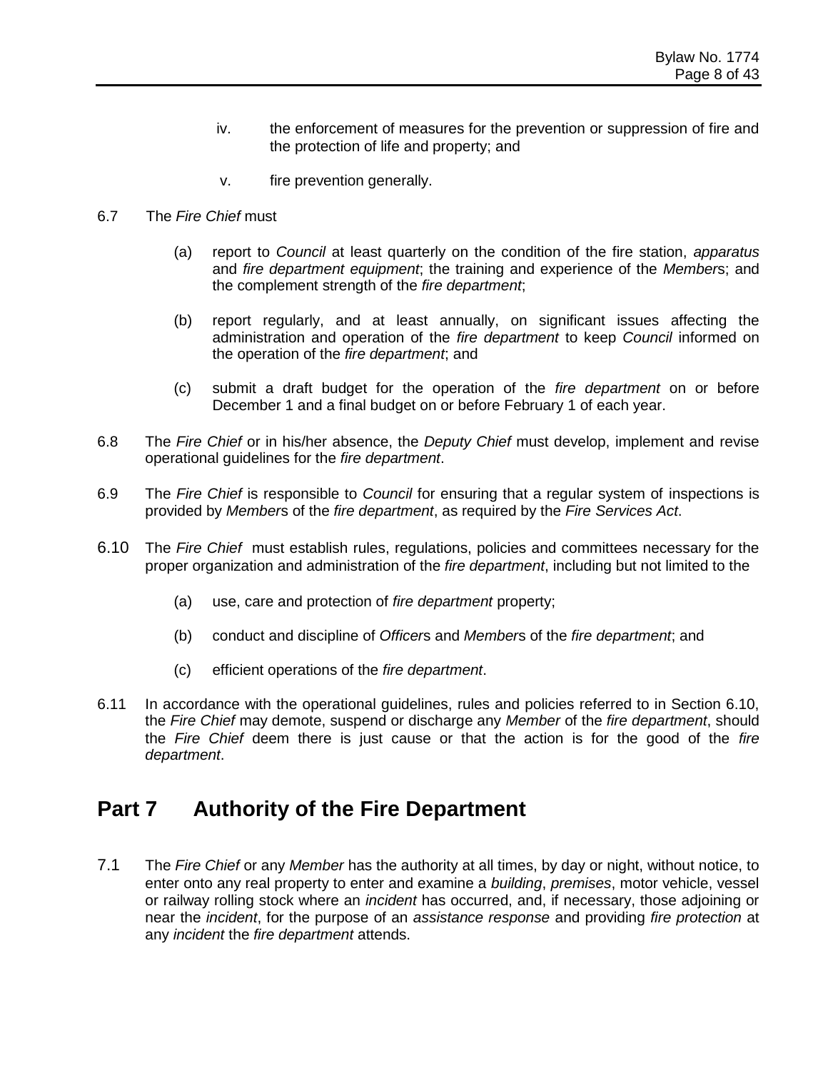iv. the enforcement of measures for the prevention or suppression of fire and the protection of life and property; and

v. fire prevention generally.

6.7 The *Fire Chief* must

(a) report to *Council* at least quarterly on the condition of the fire station, *apparatus* and *fire department equipment*; the training and experience of the *Member*s; and the complement strength of the *fire department*;

(b) report regularly, and at least annually, on significant issues affecting the administration and operation of the *fire department* to keep *Council* informed on the operation of the *fire department*; and

(c) submit a draft budget for the operation of the *fire department* on or before December 1 and a final budget on or before February 1 of each year.

6.8 The *Fire Chief* or in his/her absence, the *Deputy Chief* must develop, implement and revise operational guidelines for the *fire department*.

6.9 The *Fire Chief* is responsible to *Council* for ensuring that a regular system of inspections is provided by *Member*s of the *fire department*, as required by the *Fire Services Act*.

6.10 The *Fire Chief* must establish rules, regulations, policies and committees necessary for the proper organization and administration of the *fire department*, including but not limited to the

(a) use, care and protection of *fire department* property;

(b) conduct and discipline of *Officer*s and *Member*s of the *fire department*; and

(c) efficient operations of the *fire department*.

6.11 In accordance with the operational guidelines, rules and policies referred to in Section 6.10, the *Fire Chief* may demote, suspend or discharge any *Member* of the *fire department*, should the *Fire Chief* deem there is just cause or that the action is for the good of the *fire department*.

## Part 7 Authority of the Fire Department

7.1 The *Fire Chief* or any *Member* has the authority at all times, by day or night, without notice, to enter onto any real property to enter and examine a *building*, *premises*, motor vehicle, vessel or railway rolling stock where an *incident* has occurred, and, if necessary, those adjoining or near the *incident*, for the purpose of an *assistance response* and providing *fire protection* at any *incident* the *fire department* attends.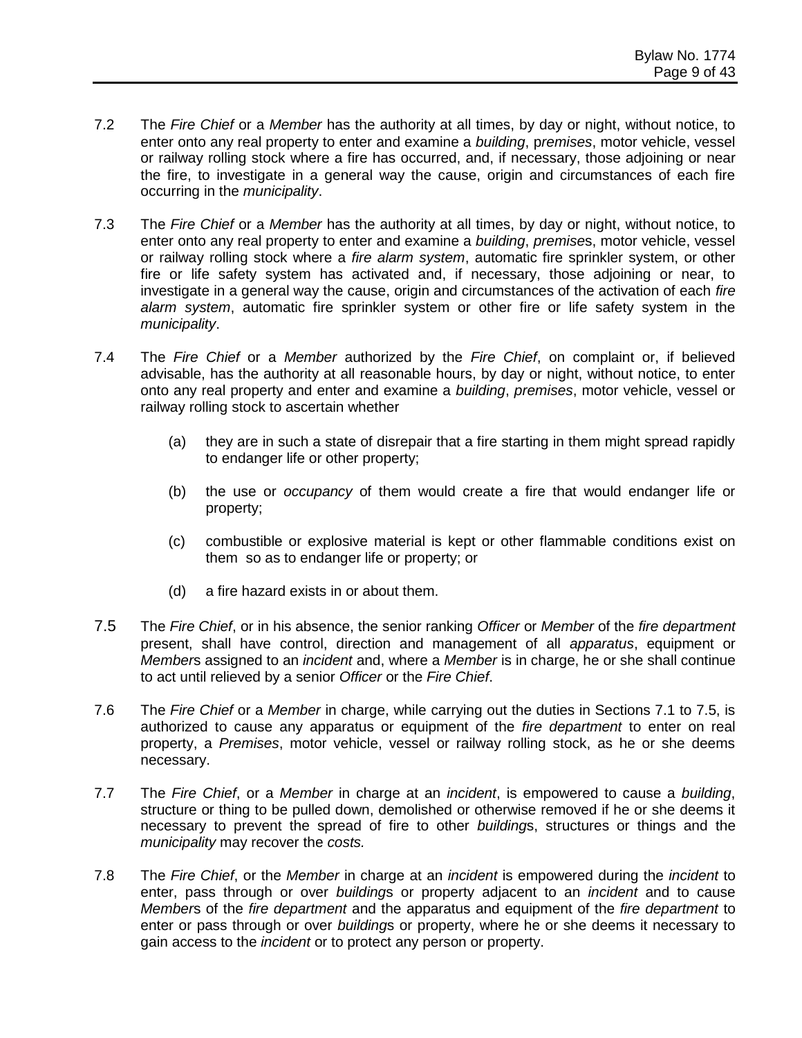7.2 The *Fire Chief* or a *Member* has the authority at all times, by day or night, without notice, to enter onto any real property to enter and examine a *building*, p*remises*, motor vehicle, vessel or railway rolling stock where a fire has occurred, and, if necessary, those adjoining or near the fire, to investigate in a general way the cause, origin and circumstances of each fire occurring in the *municipality*.

7.3 The *Fire Chief* or a *Member* has the authority at all times, by day or night, without notice, to enter onto any real property to enter and examine a *building*, *premise*s, motor vehicle, vessel or railway rolling stock where a *fire alarm system*, automatic fire sprinkler system, or other fire or life safety system has activated and, if necessary, those adjoining or near, to investigate in a general way the cause, origin and circumstances of the activation of each *fire alarm system*, automatic fire sprinkler system or other fire or life safety system in the *municipality*.

7.4 The *Fire Chief* or a *Member* authorized by the *Fire Chief*, on complaint or, if believed advisable, has the authority at all reasonable hours, by day or night, without notice, to enter onto any real property and enter and examine a *building*, *premises*, motor vehicle, vessel or railway rolling stock to ascertain whether

(a) they are in such a state of disrepair that a fire starting in them might spread rapidly to endanger life or other property;

(b) the use or *occupancy* of them would create a fire that would endanger life or property;

(c) combustible or explosive material is kept or other flammable conditions exist on them so as to endanger life or property; or

(d) a fire hazard exists in or about them.

7.5 The *Fire Chief*, or in his absence, the senior ranking *Officer* or *Member* of the *fire department* present, shall have control, direction and management of all *apparatus*, equipment or *Member*s assigned to an *incident* and, where a *Member* is in charge, he or she shall continue to act until relieved by a senior *Officer* or the *Fire Chief*.

7.6 The *Fire Chief* or a *Member* in charge, while carrying out the duties in Sections 7.1 to 7.5, is authorized to cause any apparatus or equipment of the *fire department* to enter on real property, a *Premises*, motor vehicle, vessel or railway rolling stock, as he or she deems necessary.

7.7 The *Fire Chief*, or a *Member* in charge at an *incident*, is empowered to cause a *building*, structure or thing to be pulled down, demolished or otherwise removed if he or she deems it necessary to prevent the spread of fire to other *building*s, structures or things and the *municipality* may recover the *costs.*

7.8 The *Fire Chief*, or the *Member* in charge at an *incident* is empowered during the *incident* to enter, pass through or over *building*s or property adjacent to an *incident* and to cause *Member*s of the *fire department* and the apparatus and equipment of the *fire department* to enter or pass through or over *building*s or property, where he or she deems it necessary to gain access to the *incident* or to protect any person or property.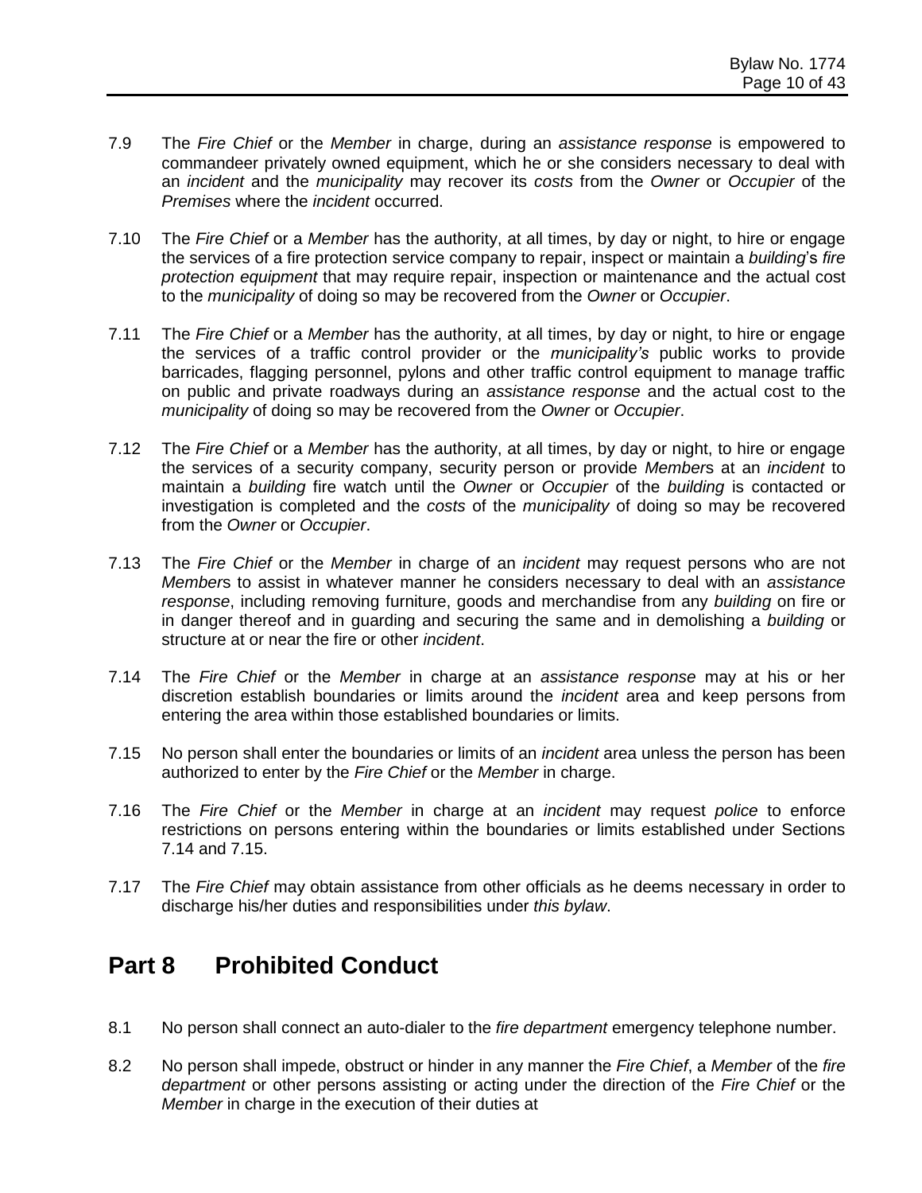7.9 The *Fire Chief* or the *Member* in charge, during an *assistance response* is empowered to commandeer privately owned equipment, which he or she considers necessary to deal with an *incident* and the *municipality* may recover its *costs* from the *Owner* or *Occupier* of the *Premises* where the *incident* occurred.

7.10 The *Fire Chief* or a *Member* has the authority, at all times, by day or night, to hire or engage the services of a fire protection service company to repair, inspect or maintain a *building*'s *fire protection equipment* that may require repair, inspection or maintenance and the actual cost to the *municipality* of doing so may be recovered from the *Owner* or *Occupier*.

7.11 The *Fire Chief* or a *Member* has the authority, at all times, by day or night, to hire or engage the services of a traffic control provider or the *municipality's* public works to provide barricades, flagging personnel, pylons and other traffic control equipment to manage traffic on public and private roadways during an *assistance response* and the actual cost to the *municipality* of doing so may be recovered from the *Owner* or *Occupier*.

7.12 The *Fire Chief* or a *Member* has the authority, at all times, by day or night, to hire or engage the services of a security company, security person or provide *Member*s at an *incident* to maintain a *building* fire watch until the *Owner* or *Occupier* of the *building* is contacted or investigation is completed and the *costs* of the *municipality* of doing so may be recovered from the *Owner* or *Occupier*.

7.13 The *Fire Chief* or the *Member* in charge of an *incident* may request persons who are not *Member*s to assist in whatever manner he considers necessary to deal with an *assistance response*, including removing furniture, goods and merchandise from any *building* on fire or in danger thereof and in guarding and securing the same and in demolishing a *building* or structure at or near the fire or other *incident*.

7.14 The *Fire Chief* or the *Member* in charge at an *assistance response* may at his or her discretion establish boundaries or limits around the *incident* area and keep persons from entering the area within those established boundaries or limits.

7.15 No person shall enter the boundaries or limits of an *incident* area unless the person has been authorized to enter by the *Fire Chief* or the *Member* in charge.

7.16 The *Fire Chief* or the *Member* in charge at an *incident* may request *police* to enforce restrictions on persons entering within the boundaries or limits established under Sections 7.14 and 7.15.

7.17 The *Fire Chief* may obtain assistance from other officials as he deems necessary in order to discharge his/her duties and responsibilities under *this bylaw*.

## Part 8 Prohibited Conduct

8.1 No person shall connect an auto-dialer to the *fire department* emergency telephone number.

8.2 No person shall impede, obstruct or hinder in any manner the *Fire Chief*, a *Member* of the *fire department* or other persons assisting or acting under the direction of the *Fire Chief* or the *Member* in charge in the execution of their duties at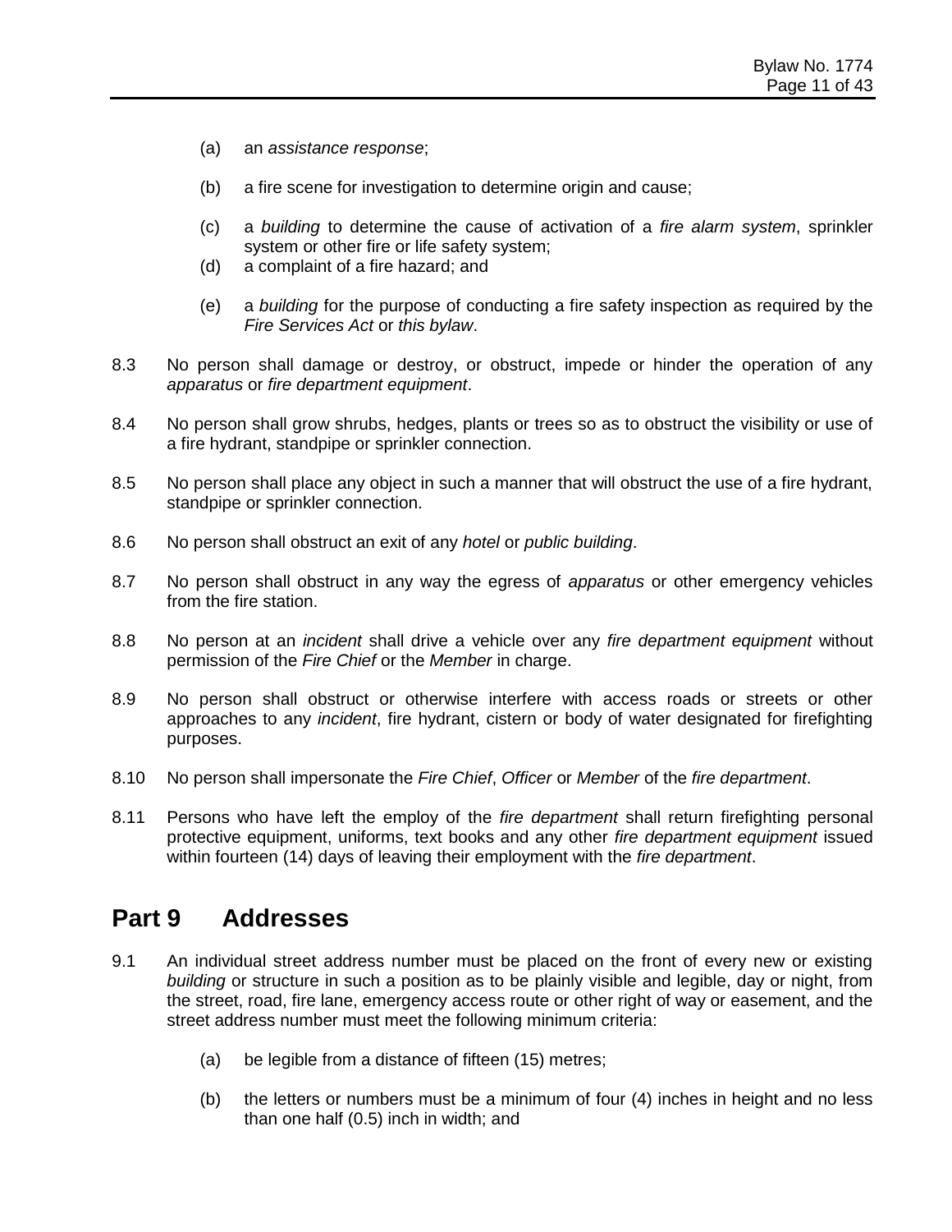(a) an *assistance response*;

(b) a fire scene for investigation to determine origin and cause;

(c) a *building* to determine the cause of activation of a *fire alarm system*, sprinkler system or other fire or life safety system;

(d) a complaint of a fire hazard; and

(e) a *building* for the purpose of conducting a fire safety inspection as required by the *Fire Services Act* or *this bylaw*.

8.3 No person shall damage or destroy, or obstruct, impede or hinder the operation of any *apparatus* or *fire department equipment*.

8.4 No person shall grow shrubs, hedges, plants or trees so as to obstruct the visibility or use of a fire hydrant, standpipe or sprinkler connection.

8.5 No person shall place any object in such a manner that will obstruct the use of a fire hydrant, standpipe or sprinkler connection.

8.6 No person shall obstruct an exit of any *hotel* or *public building*.

8.7 No person shall obstruct in any way the egress of *apparatus* or other emergency vehicles from the fire station.

8.8 No person at an *incident* shall drive a vehicle over any *fire department equipment* without permission of the *Fire Chief* or the *Member* in charge.

8.9 No person shall obstruct or otherwise interfere with access roads or streets or other approaches to any *incident*, fire hydrant, cistern or body of water designated for firefighting purposes.

8.10 No person shall impersonate the *Fire Chief*, *Officer* or *Member* of the *fire department*.

8.11 Persons who have left the employ of the *fire department* shall return firefighting personal protective equipment, uniforms, text books and any other *fire department equipment* issued within fourteen (14) days of leaving their employment with the *fire department*.

## Part 9 Addresses

9.1 An individual street address number must be placed on the front of every new or existing *building* or structure in such a position as to be plainly visible and legible, day or night, from the street, road, fire lane, emergency access route or other right of way or easement, and the street address number must meet the following minimum criteria:

(a) be legible from a distance of fifteen (15) metres;

(b) the letters or numbers must be a minimum of four (4) inches in height and no less than one half (0.5) inch in width; and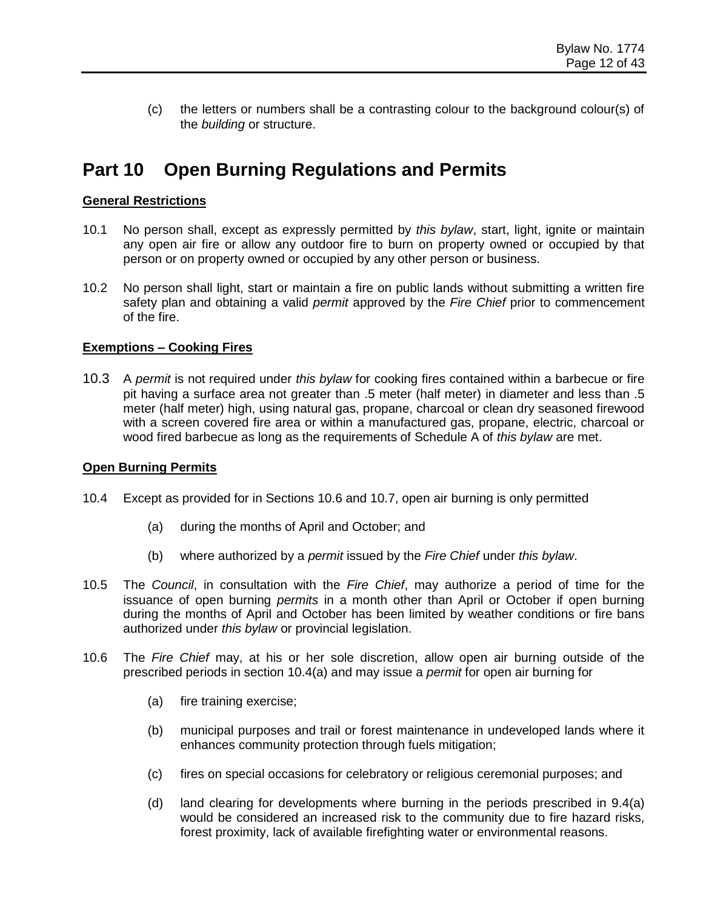(c) the letters or numbers shall be a contrasting colour to the background colour(s) of the *building* or structure.

# Part 10 Open Burning Regulations and Permits

**General Restrictions**

10.1 No person shall, except as expressly permitted by *this bylaw*, start, light, ignite or maintain any open air fire or allow any outdoor fire to burn on property owned or occupied by that person or on property owned or occupied by any other person or business.

10.2 No person shall light, start or maintain a fire on public lands without submitting a written fire safety plan and obtaining a valid *permit* approved by the *Fire Chief* prior to commencement of the fire.

**Exemptions – Cooking Fires**

10.3 A *permit* is not required under *this bylaw* for cooking fires contained within a barbecue or fire pit having a surface area not greater than .5 meter (half meter) in diameter and less than .5 meter (half meter) high, using natural gas, propane, charcoal or clean dry seasoned firewood with a screen covered fire area or within a manufactured gas, propane, electric, charcoal or wood fired barbecue as long as the requirements of Schedule A of *this bylaw* are met.

**Open Burning Permits**

10.4 Except as provided for in Sections 10.6 and 10.7, open air burning is only permitted

(a) during the months of April and October; and

(b) where authorized by a *permit* issued by the *Fire Chief* under *this bylaw*.

10.5 The *Council*, in consultation with the *Fire Chief*, may authorize a period of time for the issuance of open burning *permits* in a month other than April or October if open burning during the months of April and October has been limited by weather conditions or fire bans authorized under *this bylaw* or provincial legislation.

10.6 The *Fire Chief* may, at his or her sole discretion, allow open air burning outside of the prescribed periods in section 10.4(a) and may issue a *permit* for open air burning for

(a) fire training exercise;

(b) municipal purposes and trail or forest maintenance in undeveloped lands where it enhances community protection through fuels mitigation;

(c) fires on special occasions for celebratory or religious ceremonial purposes; and

(d) land clearing for developments where burning in the periods prescribed in 9.4(a) would be considered an increased risk to the community due to fire hazard risks, forest proximity, lack of available firefighting water or environmental reasons.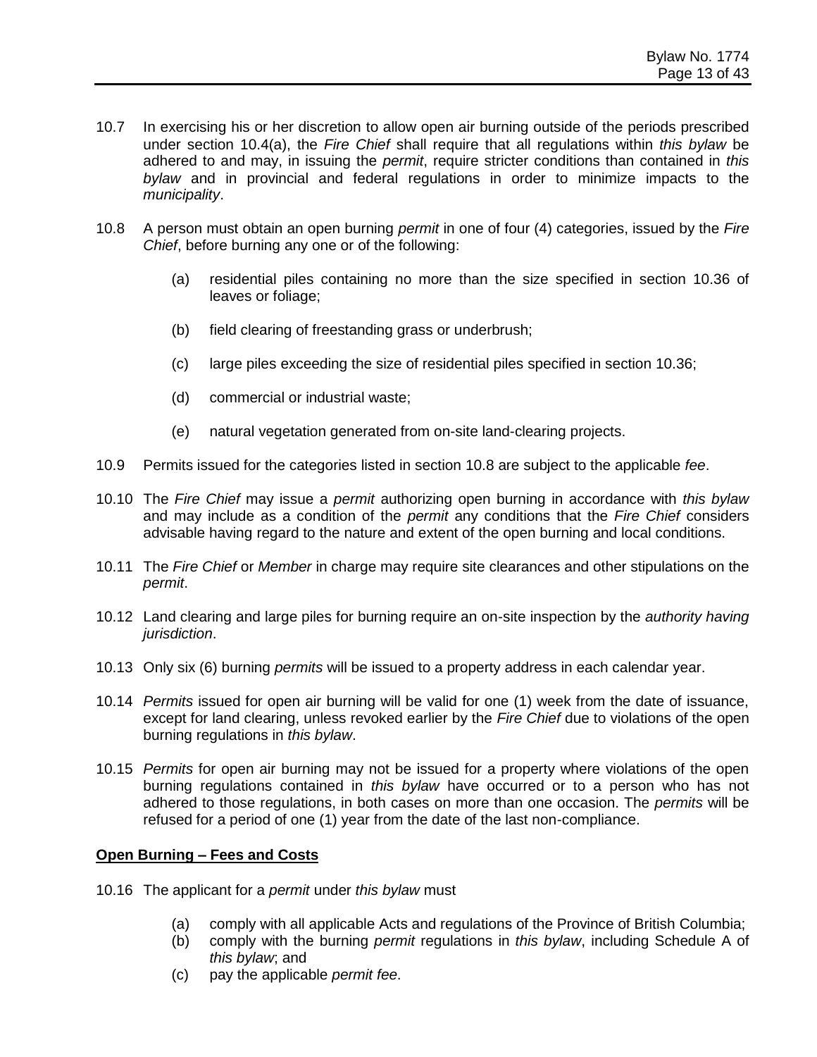10.7 In exercising his or her discretion to allow open air burning outside of the periods prescribed under section 10.4(a), the *Fire Chief* shall require that all regulations within *this bylaw* be adhered to and may, in issuing the *permit*, require stricter conditions than contained in *this bylaw* and in provincial and federal regulations in order to minimize impacts to the *municipality*.

10.8 A person must obtain an open burning *permit* in one of four (4) categories, issued by the *Fire Chief*, before burning any one or of the following:

   (a) residential piles containing no more than the size specified in section 10.36 of leaves or foliage;

   (b) field clearing of freestanding grass or underbrush;

   (c) large piles exceeding the size of residential piles specified in section 10.36;

   (d) commercial or industrial waste;

   (e) natural vegetation generated from on-site land-clearing projects.

10.9 Permits issued for the categories listed in section 10.8 are subject to the applicable *fee*.

10.10 The *Fire Chief* may issue a *permit* authorizing open burning in accordance with *this bylaw* and may include as a condition of the *permit* any conditions that the *Fire Chief* considers advisable having regard to the nature and extent of the open burning and local conditions.

10.11 The *Fire Chief* or *Member* in charge may require site clearances and other stipulations on the *permit*.

10.12 Land clearing and large piles for burning require an on-site inspection by the *authority having jurisdiction*.

10.13 Only six (6) burning *permits* will be issued to a property address in each calendar year.

10.14 *Permits* issued for open air burning will be valid for one (1) week from the date of issuance, except for land clearing, unless revoked earlier by the *Fire Chief* due to violations of the open burning regulations in *this bylaw*.

10.15 *Permits* for open air burning may not be issued for a property where violations of the open burning regulations contained in *this bylaw* have occurred or to a person who has not adhered to those regulations, in both cases on more than one occasion. The *permits* will be refused for a period of one (1) year from the date of the last non-compliance.

**<u>Open Burning – Fees and Costs</u>**

10.16 The applicant for a *permit* under *this bylaw* must

   (a) comply with all applicable Acts and regulations of the Province of British Columbia;
   (b) comply with the burning *permit* regulations in *this bylaw*, including Schedule A of *this bylaw*; and
   (c) pay the applicable *permit fee*.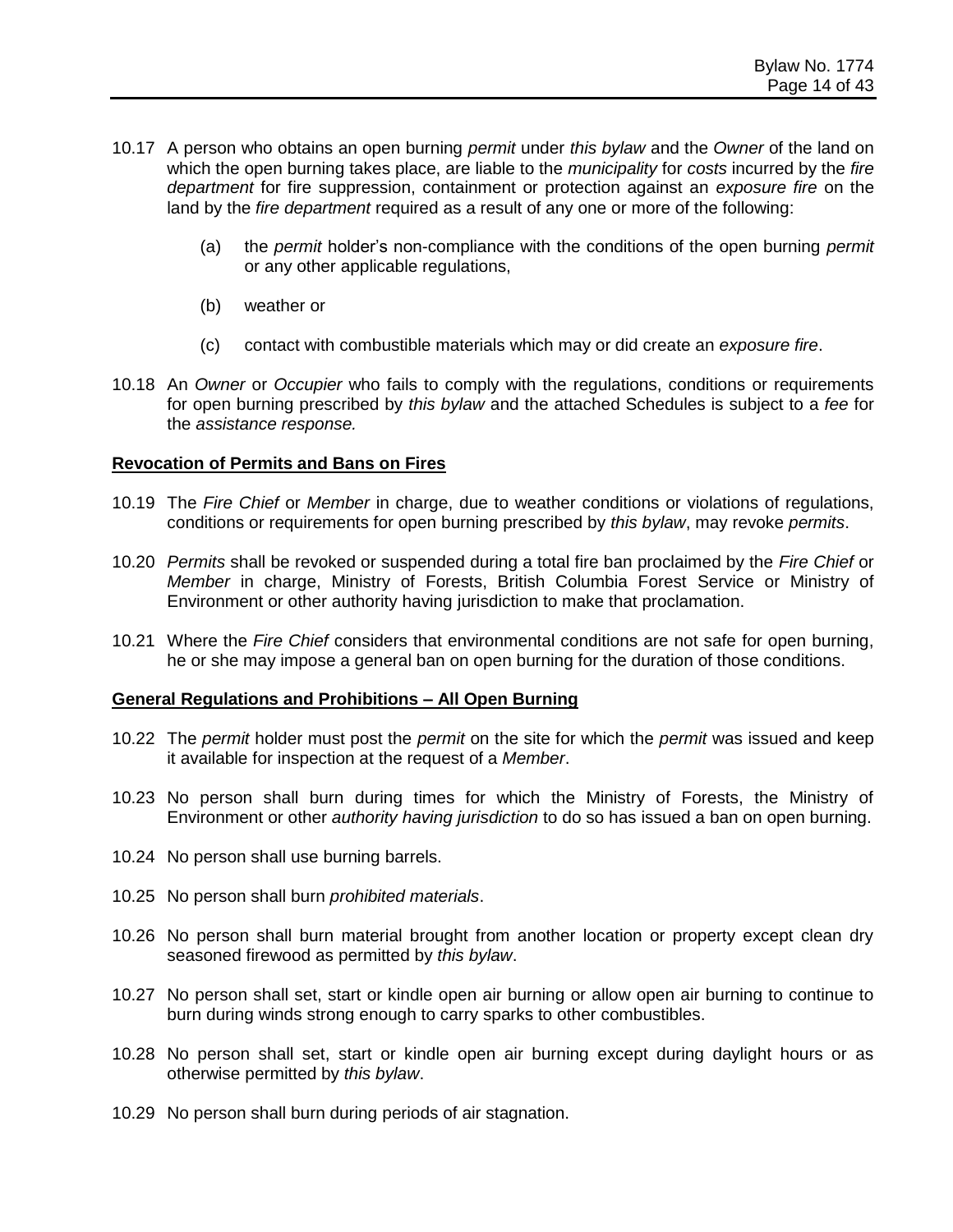10.17 A person who obtains an open burning *permit* under *this bylaw* and the *Owner* of the land on which the open burning takes place, are liable to the *municipality* for *costs* incurred by the *fire department* for fire suppression, containment or protection against an *exposure fire* on the land by the *fire department* required as a result of any one or more of the following:

   (a) the *permit* holder's non-compliance with the conditions of the open burning *permit* or any other applicable regulations,

   (b) weather or

   (c) contact with combustible materials which may or did create an *exposure fire*.

10.18 An *Owner* or *Occupier* who fails to comply with the regulations, conditions or requirements for open burning prescribed by *this bylaw* and the attached Schedules is subject to a *fee* for the *assistance response.*

**Revocation of Permits and Bans on Fires**

10.19 The *Fire Chief* or *Member* in charge, due to weather conditions or violations of regulations, conditions or requirements for open burning prescribed by *this bylaw*, may revoke *permits*.

10.20 *Permits* shall be revoked or suspended during a total fire ban proclaimed by the *Fire Chief* or *Member* in charge, Ministry of Forests, British Columbia Forest Service or Ministry of Environment or other authority having jurisdiction to make that proclamation.

10.21 Where the *Fire Chief* considers that environmental conditions are not safe for open burning, he or she may impose a general ban on open burning for the duration of those conditions.

**General Regulations and Prohibitions – All Open Burning**

10.22 The *permit* holder must post the *permit* on the site for which the *permit* was issued and keep it available for inspection at the request of a *Member*.

10.23 No person shall burn during times for which the Ministry of Forests, the Ministry of Environment or other *authority having jurisdiction* to do so has issued a ban on open burning.

10.24 No person shall use burning barrels.

10.25 No person shall burn *prohibited materials*.

10.26 No person shall burn material brought from another location or property except clean dry seasoned firewood as permitted by *this bylaw*.

10.27 No person shall set, start or kindle open air burning or allow open air burning to continue to burn during winds strong enough to carry sparks to other combustibles.

10.28 No person shall set, start or kindle open air burning except during daylight hours or as otherwise permitted by *this bylaw*.

10.29 No person shall burn during periods of air stagnation.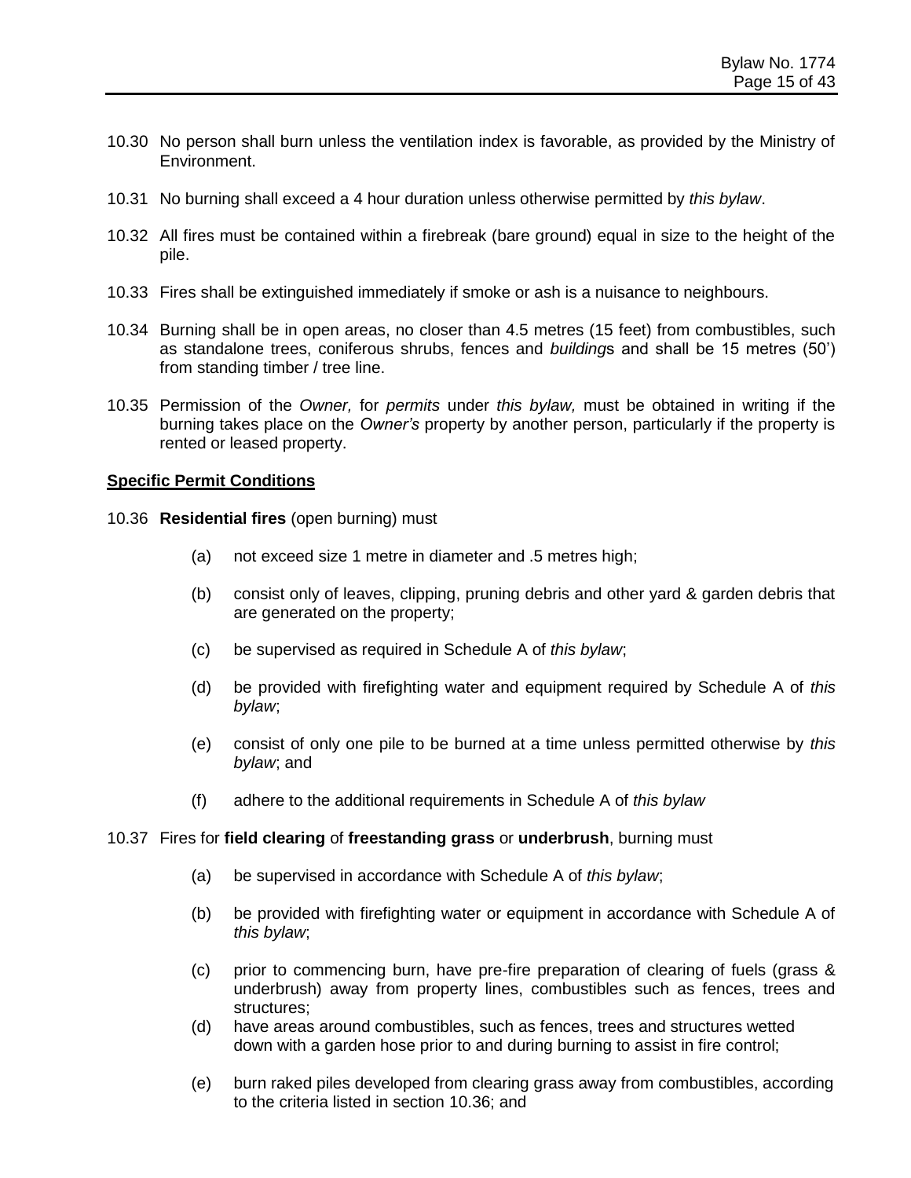10.30 No person shall burn unless the ventilation index is favorable, as provided by the Ministry of Environment.

10.31 No burning shall exceed a 4 hour duration unless otherwise permitted by *this bylaw*.

10.32 All fires must be contained within a firebreak (bare ground) equal in size to the height of the pile.

10.33 Fires shall be extinguished immediately if smoke or ash is a nuisance to neighbours.

10.34 Burning shall be in open areas, no closer than 4.5 metres (15 feet) from combustibles, such as standalone trees, coniferous shrubs, fences and *building*s and shall be 15 metres (50') from standing timber / tree line.

10.35 Permission of the *Owner,* for *permits* under *this bylaw,* must be obtained in writing if the burning takes place on the *Owner's* property by another person, particularly if the property is rented or leased property.

**Specific Permit Conditions**

10.36 **Residential fires** (open burning) must

- (a) not exceed size 1 metre in diameter and .5 metres high;
- (b) consist only of leaves, clipping, pruning debris and other yard & garden debris that are generated on the property;
- (c) be supervised as required in Schedule A of *this bylaw*;
- (d) be provided with firefighting water and equipment required by Schedule A of *this bylaw*;
- (e) consist of only one pile to be burned at a time unless permitted otherwise by *this bylaw*; and
- (f) adhere to the additional requirements in Schedule A of *this bylaw*

10.37 Fires for **field clearing** of **freestanding grass** or **underbrush**, burning must

- (a) be supervised in accordance with Schedule A of *this bylaw*;
- (b) be provided with firefighting water or equipment in accordance with Schedule A of *this bylaw*;
- (c) prior to commencing burn, have pre-fire preparation of clearing of fuels (grass & underbrush) away from property lines, combustibles such as fences, trees and structures;
- (d) have areas around combustibles, such as fences, trees and structures wetted down with a garden hose prior to and during burning to assist in fire control;
- (e) burn raked piles developed from clearing grass away from combustibles, according to the criteria listed in section 10.36; and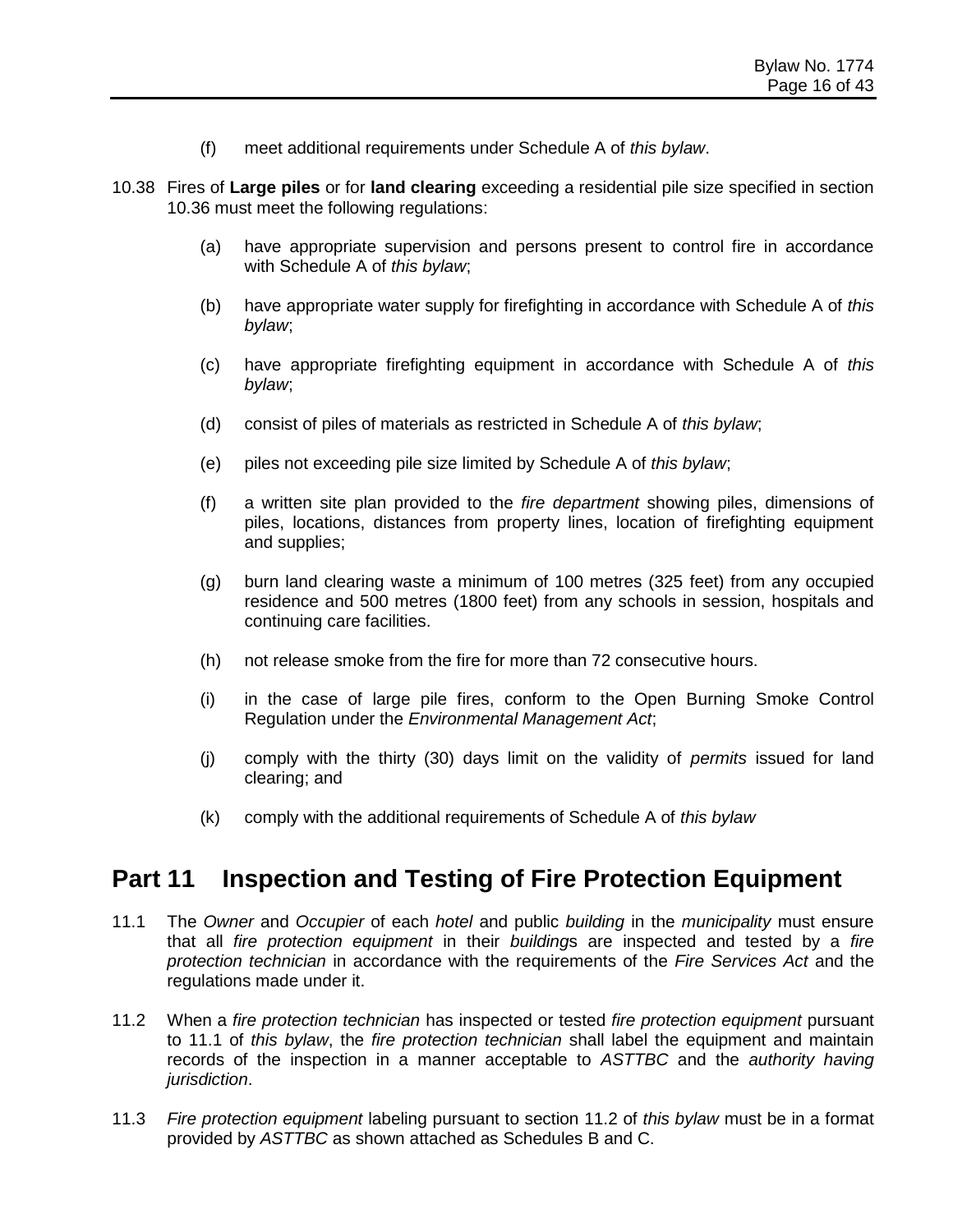(f) meet additional requirements under Schedule A of *this bylaw*.

10.38 Fires of **Large piles** or for **land clearing** exceeding a residential pile size specified in section 10.36 must meet the following regulations:

(a) have appropriate supervision and persons present to control fire in accordance with Schedule A of *this bylaw*;

(b) have appropriate water supply for firefighting in accordance with Schedule A of *this bylaw*;

(c) have appropriate firefighting equipment in accordance with Schedule A of *this bylaw*;

(d) consist of piles of materials as restricted in Schedule A of *this bylaw*;

(e) piles not exceeding pile size limited by Schedule A of *this bylaw*;

(f) a written site plan provided to the *fire department* showing piles, dimensions of piles, locations, distances from property lines, location of firefighting equipment and supplies;

(g) burn land clearing waste a minimum of 100 metres (325 feet) from any occupied residence and 500 metres (1800 feet) from any schools in session, hospitals and continuing care facilities.

(h) not release smoke from the fire for more than 72 consecutive hours.

(i) in the case of large pile fires, conform to the Open Burning Smoke Control Regulation under the *Environmental Management Act*;

(j) comply with the thirty (30) days limit on the validity of *permits* issued for land clearing; and

(k) comply with the additional requirements of Schedule A of *this bylaw*

## Part 11 Inspection and Testing of Fire Protection Equipment

11.1 The *Owner* and *Occupier* of each *hotel* and public *building* in the *municipality* must ensure that all *fire protection equipment* in their *building*s are inspected and tested by a *fire protection technician* in accordance with the requirements of the *Fire Services Act* and the regulations made under it.

11.2 When a *fire protection technician* has inspected or tested *fire protection equipment* pursuant to 11.1 of *this bylaw*, the *fire protection technician* shall label the equipment and maintain records of the inspection in a manner acceptable to *ASTTBC* and the *authority having jurisdiction*.

11.3 *Fire protection equipment* labeling pursuant to section 11.2 of *this bylaw* must be in a format provided by *ASTTBC* as shown attached as Schedules B and C.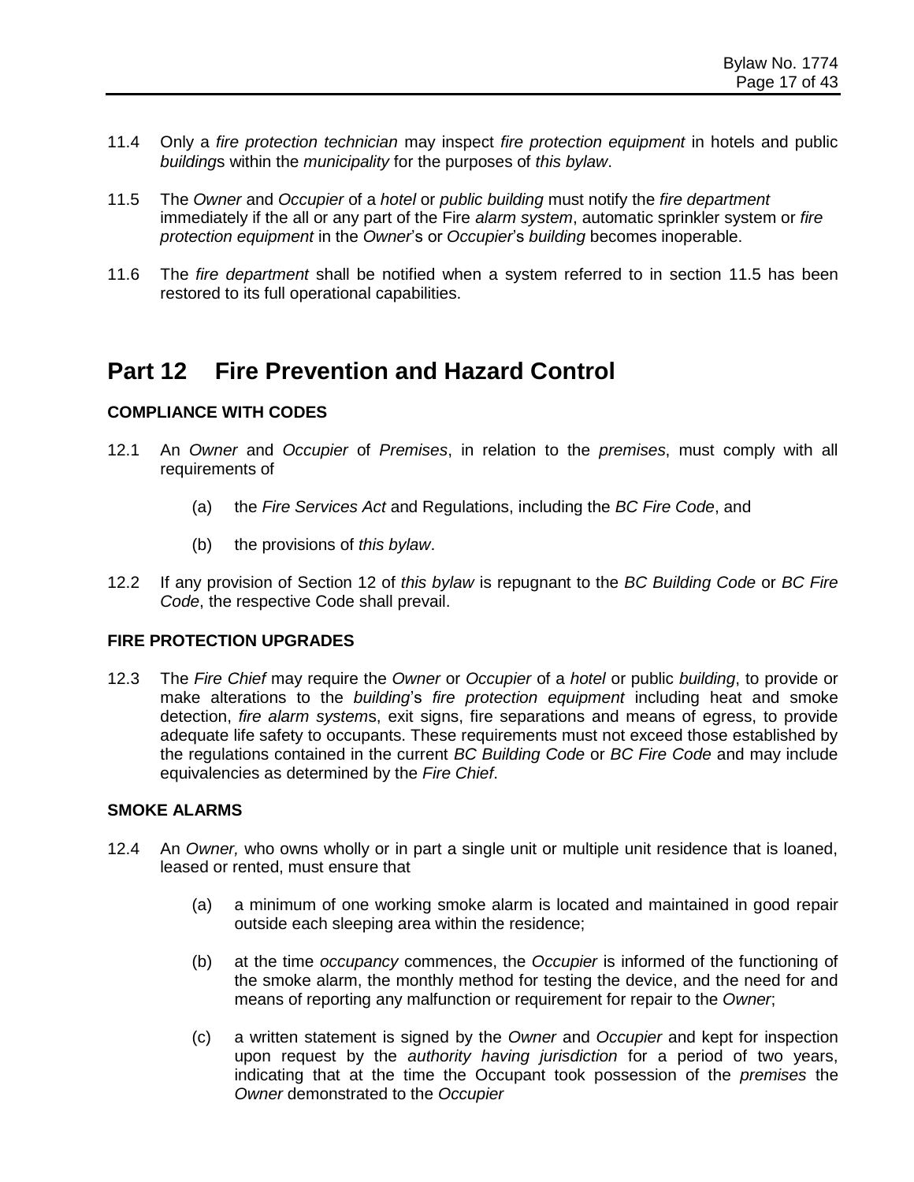11.4 Only a *fire protection technician* may inspect *fire protection equipment* in hotels and public *building*s within the *municipality* for the purposes of *this bylaw*.

11.5 The *Owner* and *Occupier* of a *hotel* or *public building* must notify the *fire department* immediately if the all or any part of the Fire *alarm system*, automatic sprinkler system or *fire protection equipment* in the *Owner*'s or *Occupier*'s *building* becomes inoperable.

11.6 The *fire department* shall be notified when a system referred to in section 11.5 has been restored to its full operational capabilities.

# Part 12 Fire Prevention and Hazard Control

**COMPLIANCE WITH CODES**

12.1 An *Owner* and *Occupier* of *Premises*, in relation to the *premises*, must comply with all requirements of

(a) the *Fire Services Act* and Regulations, including the *BC Fire Code*, and

(b) the provisions of *this bylaw*.

12.2 If any provision of Section 12 of *this bylaw* is repugnant to the *BC Building Code* or *BC Fire Code*, the respective Code shall prevail.

**FIRE PROTECTION UPGRADES**

12.3 The *Fire Chief* may require the *Owner* or *Occupier* of a *hotel* or public *building*, to provide or make alterations to the *building*'s *fire protection equipment* including heat and smoke detection, *fire alarm system*s, exit signs, fire separations and means of egress, to provide adequate life safety to occupants. These requirements must not exceed those established by the regulations contained in the current *BC Building Code* or *BC Fire Code* and may include equivalencies as determined by the *Fire Chief*.

**SMOKE ALARMS**

12.4 An *Owner,* who owns wholly or in part a single unit or multiple unit residence that is loaned, leased or rented, must ensure that

(a) a minimum of one working smoke alarm is located and maintained in good repair outside each sleeping area within the residence;

(b) at the time *occupancy* commences, the *Occupier* is informed of the functioning of the smoke alarm, the monthly method for testing the device, and the need for and means of reporting any malfunction or requirement for repair to the *Owner*;

(c) a written statement is signed by the *Owner* and *Occupier* and kept for inspection upon request by the *authority having jurisdiction* for a period of two years, indicating that at the time the Occupant took possession of the *premises* the *Owner* demonstrated to the *Occupier*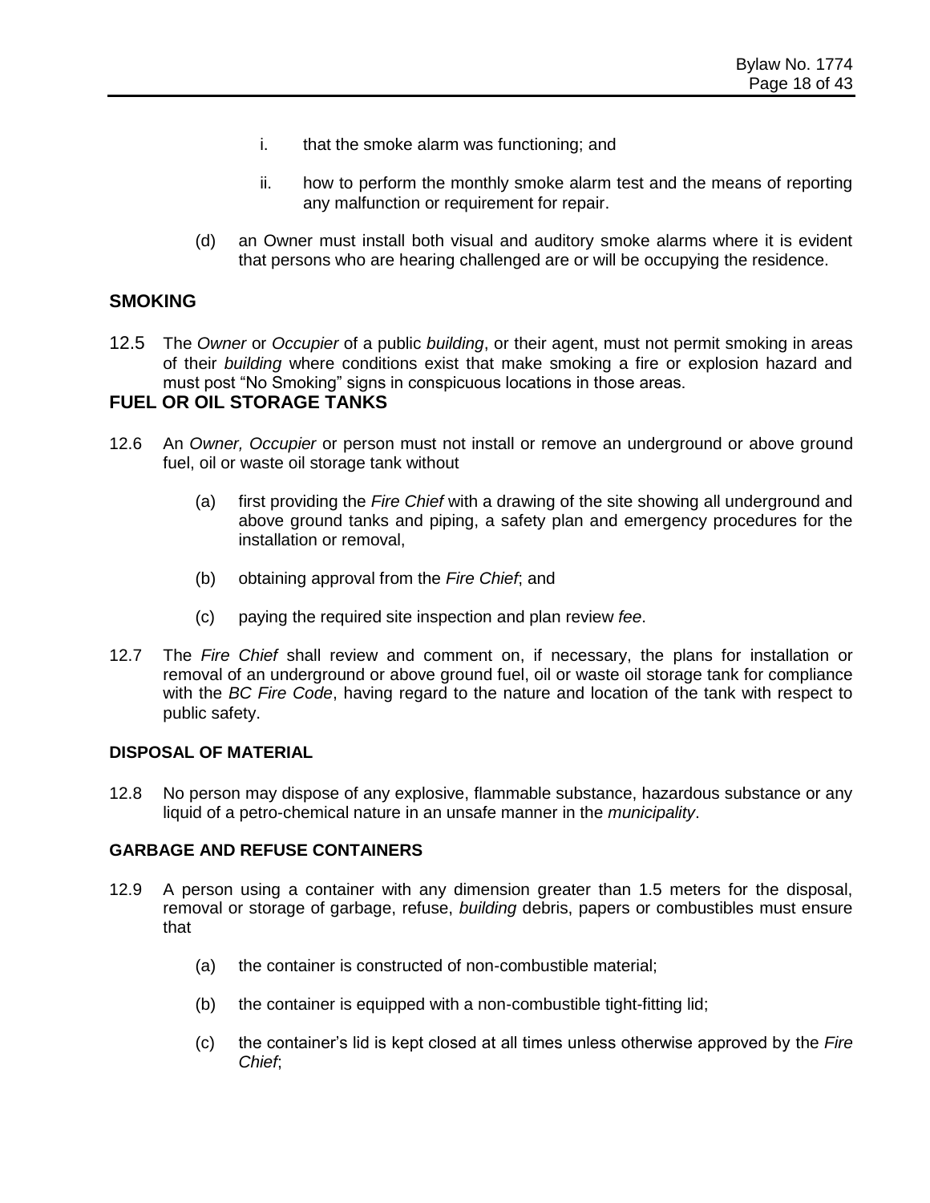i. that the smoke alarm was functioning; and

ii. how to perform the monthly smoke alarm test and the means of reporting any malfunction or requirement for repair.

(d) an Owner must install both visual and auditory smoke alarms where it is evident that persons who are hearing challenged are or will be occupying the residence.

## SMOKING

12.5 The *Owner* or *Occupier* of a public *building*, or their agent, must not permit smoking in areas of their *building* where conditions exist that make smoking a fire or explosion hazard and must post "No Smoking" signs in conspicuous locations in those areas.

## FUEL OR OIL STORAGE TANKS

12.6 An *Owner, Occupier* or person must not install or remove an underground or above ground fuel, oil or waste oil storage tank without

(a) first providing the *Fire Chief* with a drawing of the site showing all underground and above ground tanks and piping, a safety plan and emergency procedures for the installation or removal,

(b) obtaining approval from the *Fire Chief*; and

(c) paying the required site inspection and plan review *fee*.

12.7 The *Fire Chief* shall review and comment on, if necessary, the plans for installation or removal of an underground or above ground fuel, oil or waste oil storage tank for compliance with the *BC Fire Code*, having regard to the nature and location of the tank with respect to public safety.

### DISPOSAL OF MATERIAL

12.8 No person may dispose of any explosive, flammable substance, hazardous substance or any liquid of a petro-chemical nature in an unsafe manner in the *municipality*.

### GARBAGE AND REFUSE CONTAINERS

12.9 A person using a container with any dimension greater than 1.5 meters for the disposal, removal or storage of garbage, refuse, *building* debris, papers or combustibles must ensure that

(a) the container is constructed of non-combustible material;

(b) the container is equipped with a non-combustible tight-fitting lid;

(c) the container's lid is kept closed at all times unless otherwise approved by the *Fire Chief*;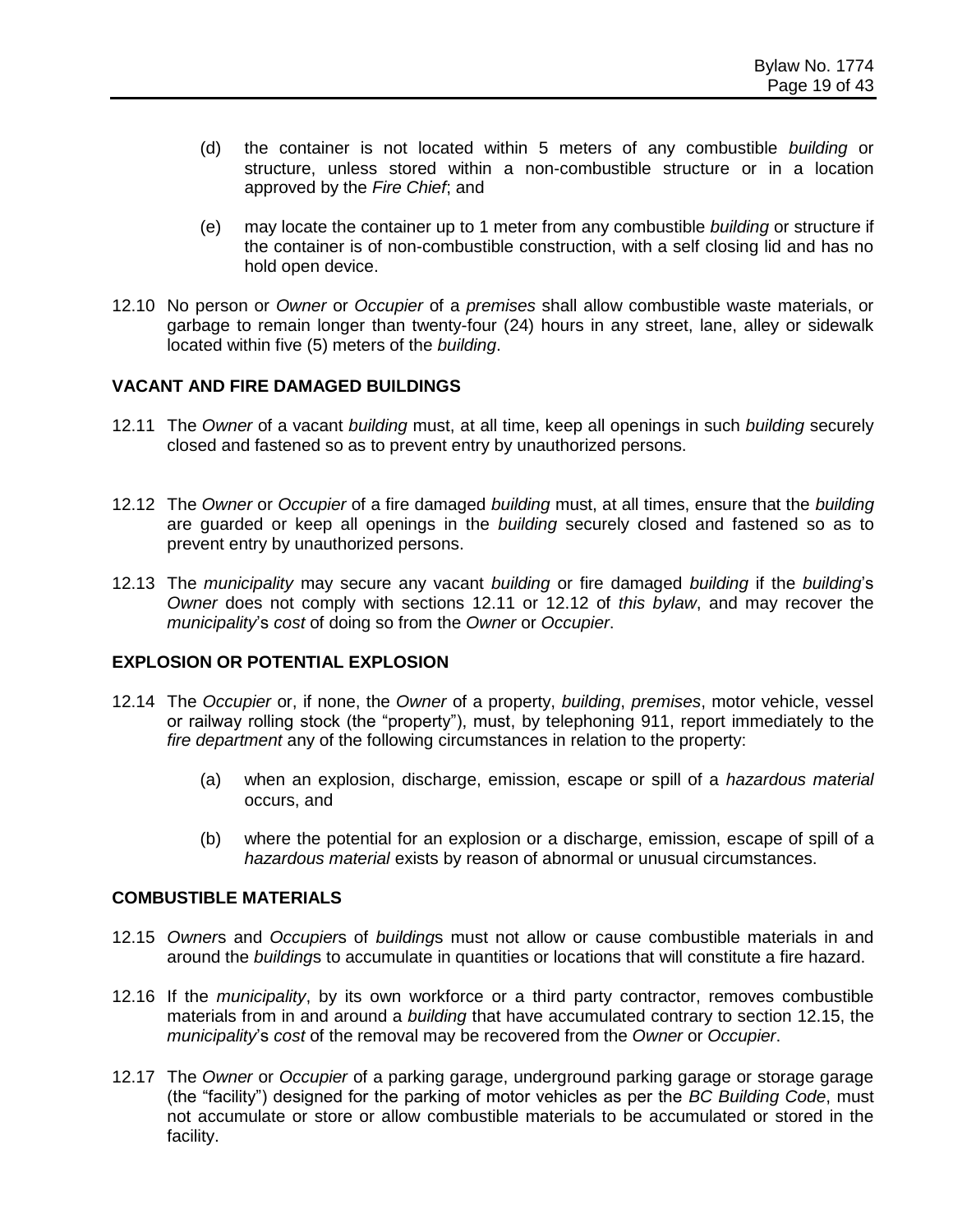(d) the container is not located within 5 meters of any combustible *building* or structure, unless stored within a non-combustible structure or in a location approved by the *Fire Chief*; and

(e) may locate the container up to 1 meter from any combustible *building* or structure if the container is of non-combustible construction, with a self closing lid and has no hold open device.

12.10 No person or *Owner* or *Occupier* of a *premises* shall allow combustible waste materials, or garbage to remain longer than twenty-four (24) hours in any street, lane, alley or sidewalk located within five (5) meters of the *building*.

**VACANT AND FIRE DAMAGED BUILDINGS**

12.11 The *Owner* of a vacant *building* must, at all time, keep all openings in such *building* securely closed and fastened so as to prevent entry by unauthorized persons.

12.12 The *Owner* or *Occupier* of a fire damaged *building* must, at all times, ensure that the *building* are guarded or keep all openings in the *building* securely closed and fastened so as to prevent entry by unauthorized persons.

12.13 The *municipality* may secure any vacant *building* or fire damaged *building* if the *building*'s *Owner* does not comply with sections 12.11 or 12.12 of *this bylaw*, and may recover the *municipality*'s *cost* of doing so from the *Owner* or *Occupier*.

**EXPLOSION OR POTENTIAL EXPLOSION**

12.14 The *Occupier* or, if none, the *Owner* of a property, *building*, *premises*, motor vehicle, vessel or railway rolling stock (the "property"), must, by telephoning 911, report immediately to the *fire department* any of the following circumstances in relation to the property:

(a) when an explosion, discharge, emission, escape or spill of a *hazardous material* occurs, and

(b) where the potential for an explosion or a discharge, emission, escape of spill of a *hazardous material* exists by reason of abnormal or unusual circumstances.

**COMBUSTIBLE MATERIALS**

12.15 *Owner*s and *Occupier*s of *building*s must not allow or cause combustible materials in and around the *building*s to accumulate in quantities or locations that will constitute a fire hazard.

12.16 If the *municipality*, by its own workforce or a third party contractor, removes combustible materials from in and around a *building* that have accumulated contrary to section 12.15, the *municipality*'s *cost* of the removal may be recovered from the *Owner* or *Occupier*.

12.17 The *Owner* or *Occupier* of a parking garage, underground parking garage or storage garage (the "facility") designed for the parking of motor vehicles as per the *BC Building Code*, must not accumulate or store or allow combustible materials to be accumulated or stored in the facility.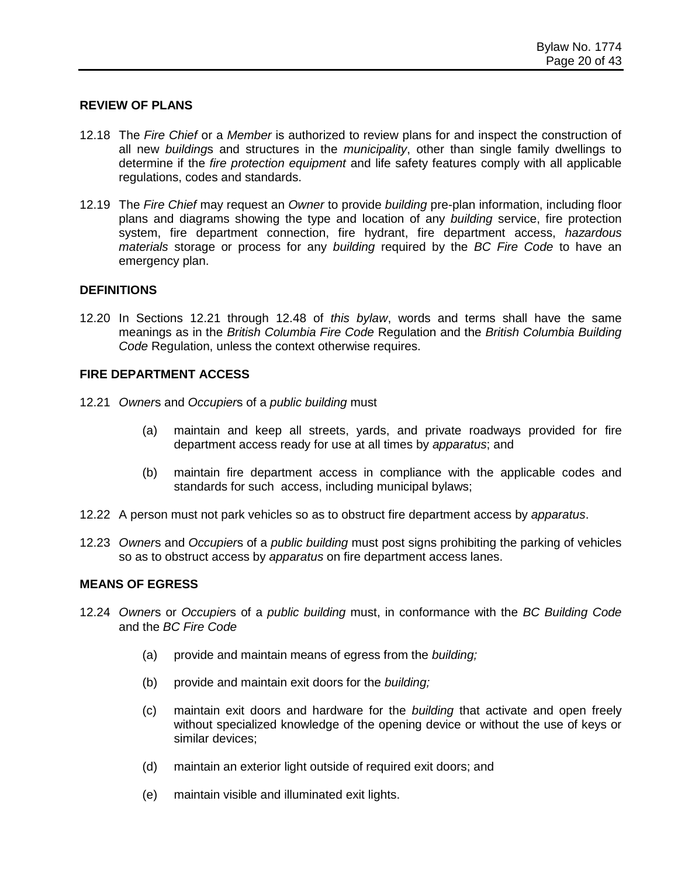## REVIEW OF PLANS

12.18 The *Fire Chief* or a *Member* is authorized to review plans for and inspect the construction of all new *building*s and structures in the *municipality*, other than single family dwellings to determine if the *fire protection equipment* and life safety features comply with all applicable regulations, codes and standards.

12.19 The *Fire Chief* may request an *Owner* to provide *building* pre-plan information, including floor plans and diagrams showing the type and location of any *building* service, fire protection system, fire department connection, fire hydrant, fire department access, *hazardous materials* storage or process for any *building* required by the *BC Fire Code* to have an emergency plan.

## DEFINITIONS

12.20 In Sections 12.21 through 12.48 of *this bylaw*, words and terms shall have the same meanings as in the *British Columbia Fire Code* Regulation and the *British Columbia Building Code* Regulation, unless the context otherwise requires.

## FIRE DEPARTMENT ACCESS

12.21 *Owner*s and *Occupier*s of a *public building* must

(a) maintain and keep all streets, yards, and private roadways provided for fire department access ready for use at all times by *apparatus*; and

(b) maintain fire department access in compliance with the applicable codes and standards for such access, including municipal bylaws;

12.22 A person must not park vehicles so as to obstruct fire department access by *apparatus*.

12.23 *Owner*s and *Occupier*s of a *public building* must post signs prohibiting the parking of vehicles so as to obstruct access by *apparatus* on fire department access lanes.

## MEANS OF EGRESS

12.24 *Owner*s or *Occupier*s of a *public building* must, in conformance with the *BC Building Code* and the *BC Fire Code*

(a) provide and maintain means of egress from the *building;*

(b) provide and maintain exit doors for the *building;*

(c) maintain exit doors and hardware for the *building* that activate and open freely without specialized knowledge of the opening device or without the use of keys or similar devices;

(d) maintain an exterior light outside of required exit doors; and

(e) maintain visible and illuminated exit lights.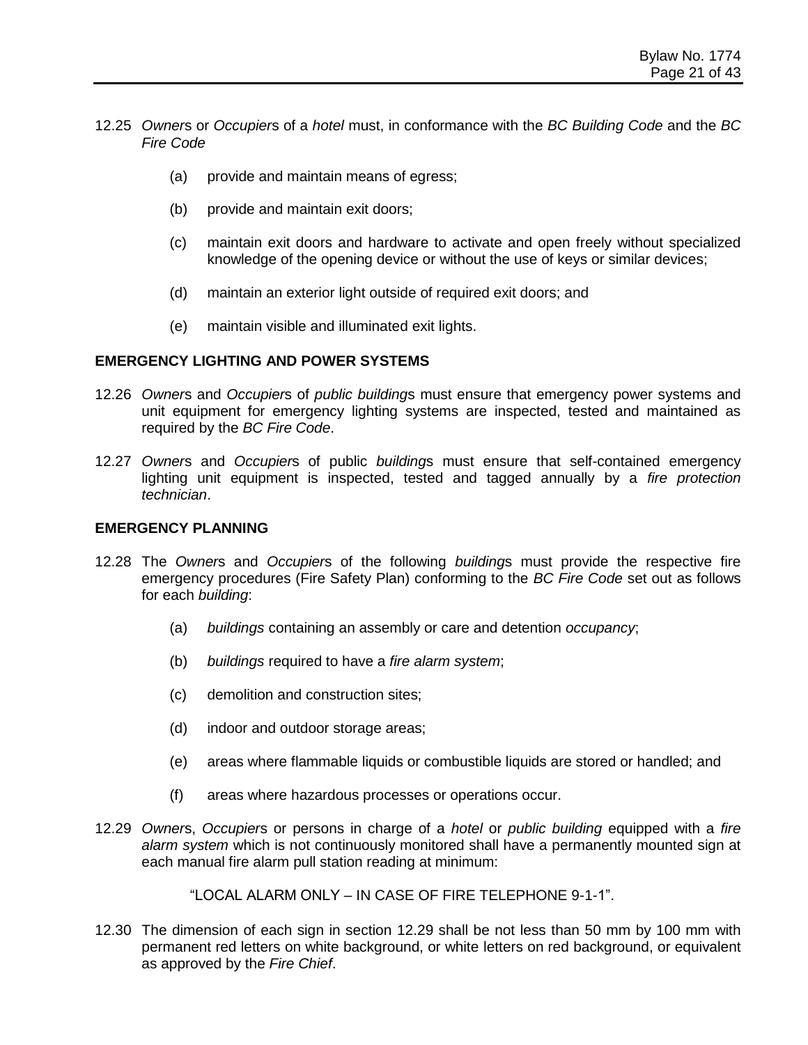12.25 *Owner*s or *Occupier*s of a *hotel* must, in conformance with the *BC Building Code* and the *BC Fire Code*

(a) provide and maintain means of egress;

(b) provide and maintain exit doors;

(c) maintain exit doors and hardware to activate and open freely without specialized knowledge of the opening device or without the use of keys or similar devices;

(d) maintain an exterior light outside of required exit doors; and

(e) maintain visible and illuminated exit lights.

**EMERGENCY LIGHTING AND POWER SYSTEMS**

12.26 *Owner*s and *Occupier*s of *public building*s must ensure that emergency power systems and unit equipment for emergency lighting systems are inspected, tested and maintained as required by the *BC Fire Code*.

12.27 *Owner*s and *Occupier*s of public *building*s must ensure that self-contained emergency lighting unit equipment is inspected, tested and tagged annually by a *fire protection technician*.

**EMERGENCY PLANNING**

12.28 The *Owner*s and *Occupier*s of the following *building*s must provide the respective fire emergency procedures (Fire Safety Plan) conforming to the *BC Fire Code* set out as follows for each *building*:

(a) *buildings* containing an assembly or care and detention *occupancy*;

(b) *buildings* required to have a *fire alarm system*;

(c) demolition and construction sites;

(d) indoor and outdoor storage areas;

(e) areas where flammable liquids or combustible liquids are stored or handled; and

(f) areas where hazardous processes or operations occur.

12.29 *Owner*s, *Occupier*s or persons in charge of a *hotel* or *public building* equipped with a *fire alarm system* which is not continuously monitored shall have a permanently mounted sign at each manual fire alarm pull station reading at minimum:

"LOCAL ALARM ONLY – IN CASE OF FIRE TELEPHONE 9-1-1".

12.30 The dimension of each sign in section 12.29 shall be not less than 50 mm by 100 mm with permanent red letters on white background, or white letters on red background, or equivalent as approved by the *Fire Chief*.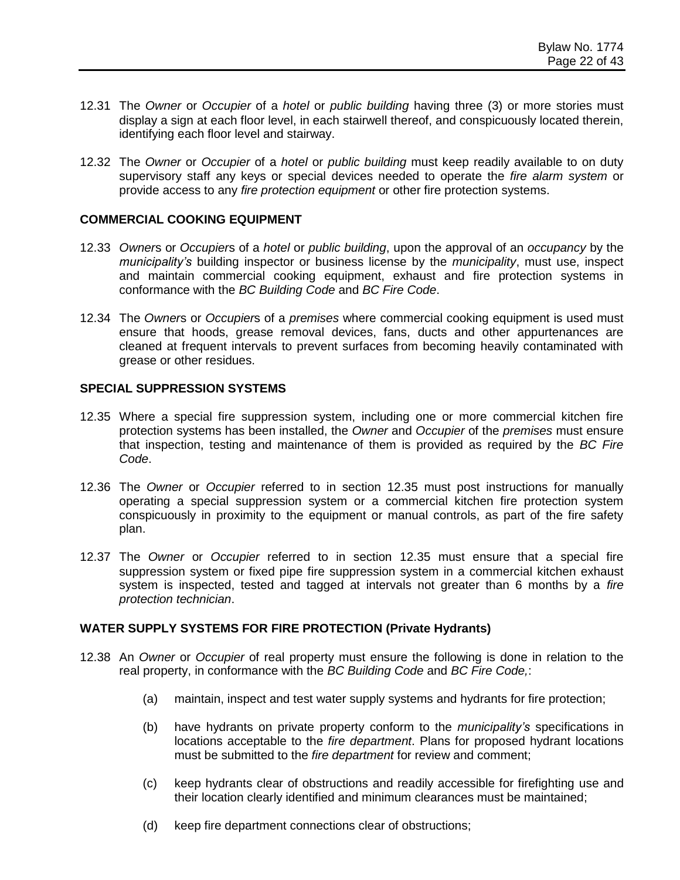12.31 The *Owner* or *Occupier* of a *hotel* or *public building* having three (3) or more stories must display a sign at each floor level, in each stairwell thereof, and conspicuously located therein, identifying each floor level and stairway.

12.32 The *Owner* or *Occupier* of a *hotel* or *public building* must keep readily available to on duty supervisory staff any keys or special devices needed to operate the *fire alarm system* or provide access to any *fire protection equipment* or other fire protection systems.

**COMMERCIAL COOKING EQUIPMENT**

12.33 *Owner*s or *Occupier*s of a *hotel* or *public building*, upon the approval of an *occupancy* by the *municipality's* building inspector or business license by the *municipality*, must use, inspect and maintain commercial cooking equipment, exhaust and fire protection systems in conformance with the *BC Building Code* and *BC Fire Code*.

12.34 The *Owner*s or *Occupier*s of a *premises* where commercial cooking equipment is used must ensure that hoods, grease removal devices, fans, ducts and other appurtenances are cleaned at frequent intervals to prevent surfaces from becoming heavily contaminated with grease or other residues.

**SPECIAL SUPPRESSION SYSTEMS**

12.35 Where a special fire suppression system, including one or more commercial kitchen fire protection systems has been installed, the *Owner* and *Occupier* of the *premises* must ensure that inspection, testing and maintenance of them is provided as required by the *BC Fire Code*.

12.36 The *Owner* or *Occupier* referred to in section 12.35 must post instructions for manually operating a special suppression system or a commercial kitchen fire protection system conspicuously in proximity to the equipment or manual controls, as part of the fire safety plan.

12.37 The *Owner* or *Occupier* referred to in section 12.35 must ensure that a special fire suppression system or fixed pipe fire suppression system in a commercial kitchen exhaust system is inspected, tested and tagged at intervals not greater than 6 months by a *fire protection technician*.

**WATER SUPPLY SYSTEMS FOR FIRE PROTECTION (Private Hydrants)**

12.38 An *Owner* or *Occupier* of real property must ensure the following is done in relation to the real property, in conformance with the *BC Building Code* and *BC Fire Code,*:

(a) maintain, inspect and test water supply systems and hydrants for fire protection;

(b) have hydrants on private property conform to the *municipality's* specifications in locations acceptable to the *fire department*. Plans for proposed hydrant locations must be submitted to the *fire department* for review and comment;

(c) keep hydrants clear of obstructions and readily accessible for firefighting use and their location clearly identified and minimum clearances must be maintained;

(d) keep fire department connections clear of obstructions;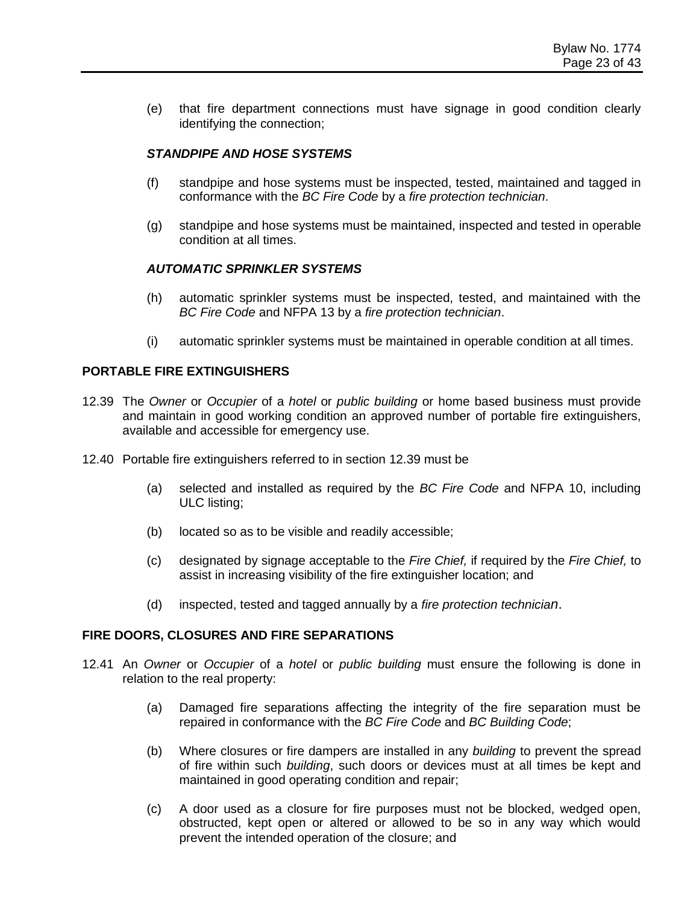(e) that fire department connections must have signage in good condition clearly identifying the connection;

***STANDPIPE AND HOSE SYSTEMS***

(f) standpipe and hose systems must be inspected, tested, maintained and tagged in conformance with the *BC Fire Code* by a *fire protection technician*.

(g) standpipe and hose systems must be maintained, inspected and tested in operable condition at all times.

***AUTOMATIC SPRINKLER SYSTEMS***

(h) automatic sprinkler systems must be inspected, tested, and maintained with the *BC Fire Code* and NFPA 13 by a *fire protection technician*.

(i) automatic sprinkler systems must be maintained in operable condition at all times.

**PORTABLE FIRE EXTINGUISHERS**

12.39 The *Owner* or *Occupier* of a *hotel* or *public building* or home based business must provide and maintain in good working condition an approved number of portable fire extinguishers, available and accessible for emergency use.

12.40 Portable fire extinguishers referred to in section 12.39 must be

(a) selected and installed as required by the *BC Fire Code* and NFPA 10, including ULC listing;

(b) located so as to be visible and readily accessible;

(c) designated by signage acceptable to the *Fire Chief,* if required by the *Fire Chief,* to assist in increasing visibility of the fire extinguisher location; and

(d) inspected, tested and tagged annually by a *fire protection technician*.

**FIRE DOORS, CLOSURES AND FIRE SEPARATIONS**

12.41 An *Owner* or *Occupier* of a *hotel* or *public building* must ensure the following is done in relation to the real property:

(a) Damaged fire separations affecting the integrity of the fire separation must be repaired in conformance with the *BC Fire Code* and *BC Building Code*;

(b) Where closures or fire dampers are installed in any *building* to prevent the spread of fire within such *building*, such doors or devices must at all times be kept and maintained in good operating condition and repair;

(c) A door used as a closure for fire purposes must not be blocked, wedged open, obstructed, kept open or altered or allowed to be so in any way which would prevent the intended operation of the closure; and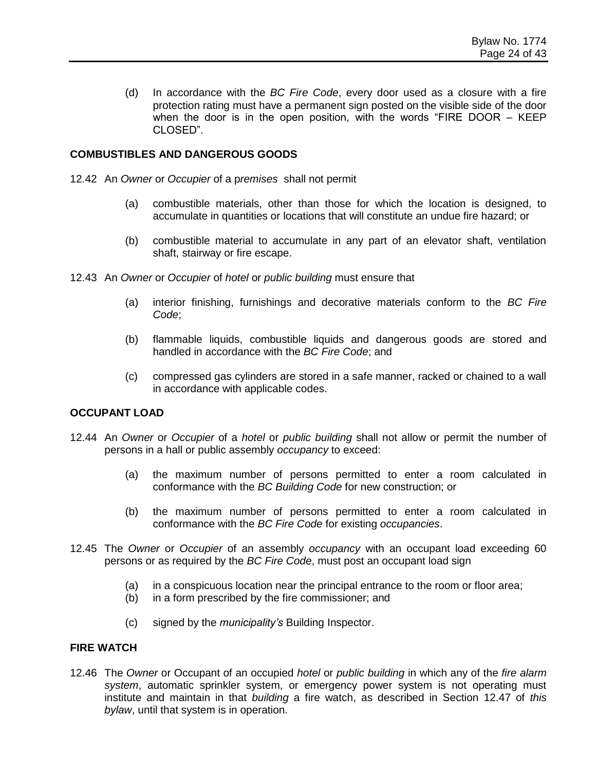(d) In accordance with the *BC Fire Code*, every door used as a closure with a fire protection rating must have a permanent sign posted on the visible side of the door when the door is in the open position, with the words "FIRE DOOR – KEEP CLOSED".

**COMBUSTIBLES AND DANGEROUS GOODS**

12.42 An *Owner* or *Occupier* of a p*remises* shall not permit

(a) combustible materials, other than those for which the location is designed, to accumulate in quantities or locations that will constitute an undue fire hazard; or

(b) combustible material to accumulate in any part of an elevator shaft, ventilation shaft, stairway or fire escape.

12.43 An *Owner* or *Occupier* of *hotel* or *public building* must ensure that

(a) interior finishing, furnishings and decorative materials conform to the *BC Fire Code*;

(b) flammable liquids, combustible liquids and dangerous goods are stored and handled in accordance with the *BC Fire Code*; and

(c) compressed gas cylinders are stored in a safe manner, racked or chained to a wall in accordance with applicable codes.

**OCCUPANT LOAD**

12.44 An *Owner* or *Occupier* of a *hotel* or *public building* shall not allow or permit the number of persons in a hall or public assembly *occupancy* to exceed:

(a) the maximum number of persons permitted to enter a room calculated in conformance with the *BC Building Code* for new construction; or

(b) the maximum number of persons permitted to enter a room calculated in conformance with the *BC Fire Code* for existing *occupancies*.

12.45 The *Owner* or *Occupier* of an assembly *occupancy* with an occupant load exceeding 60 persons or as required by the *BC Fire Code*, must post an occupant load sign

(a) in a conspicuous location near the principal entrance to the room or floor area;
(b) in a form prescribed by the fire commissioner; and

(c) signed by the *municipality's* Building Inspector.

**FIRE WATCH**

12.46 The *Owner* or Occupant of an occupied *hotel* or *public building* in which any of the *fire alarm system*, automatic sprinkler system, or emergency power system is not operating must institute and maintain in that *building* a fire watch, as described in Section 12.47 of *this bylaw*, until that system is in operation.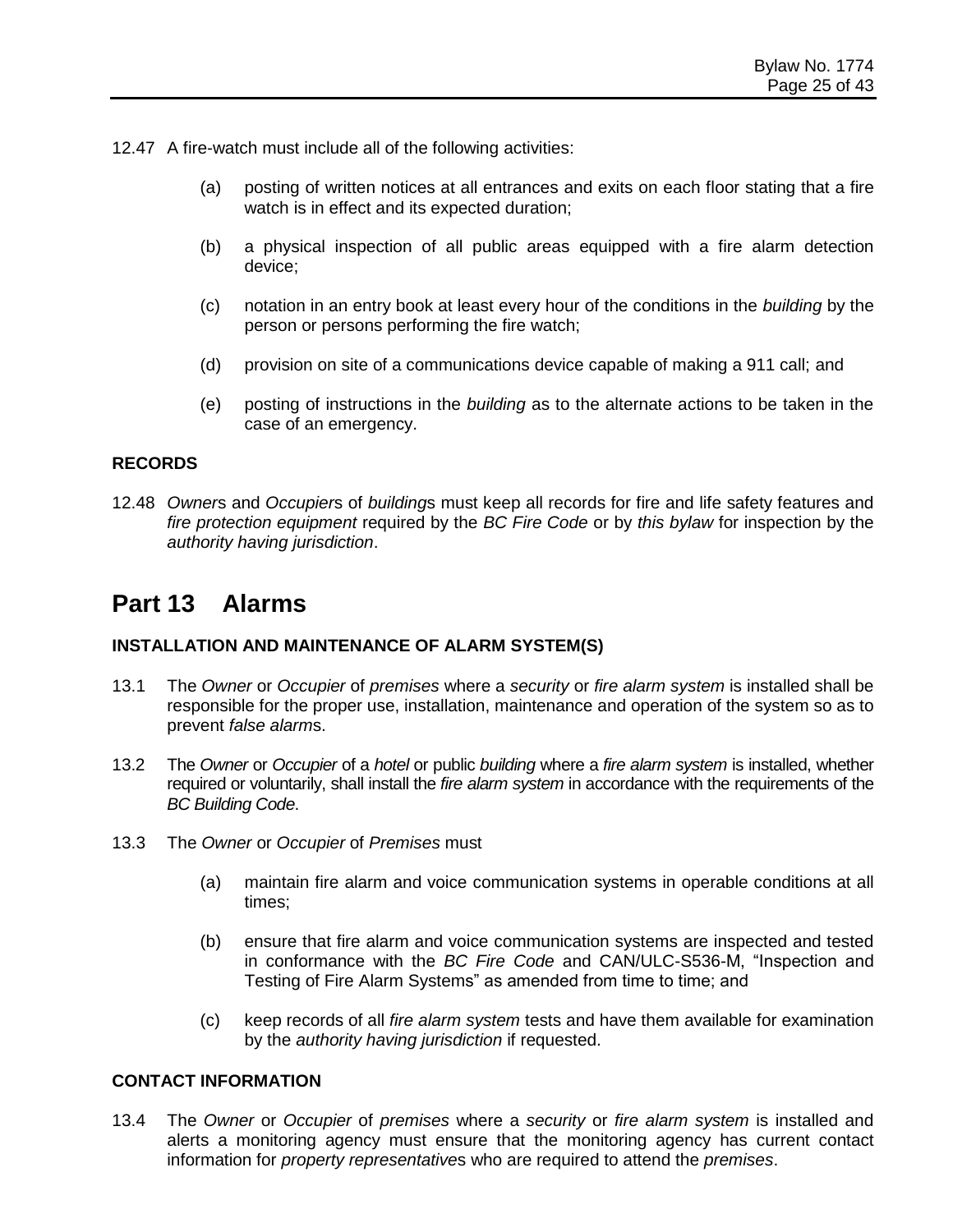12.47 A fire-watch must include all of the following activities:

- (a) posting of written notices at all entrances and exits on each floor stating that a fire watch is in effect and its expected duration;
- (b) a physical inspection of all public areas equipped with a fire alarm detection device;
- (c) notation in an entry book at least every hour of the conditions in the *building* by the person or persons performing the fire watch;
- (d) provision on site of a communications device capable of making a 911 call; and
- (e) posting of instructions in the *building* as to the alternate actions to be taken in the case of an emergency.

**RECORDS**

12.48 *Owner*s and *Occupier*s of *building*s must keep all records for fire and life safety features and *fire protection equipment* required by the *BC Fire Code* or by *this bylaw* for inspection by the *authority having jurisdiction*.

# Part 13 Alarms

**INSTALLATION AND MAINTENANCE OF ALARM SYSTEM(S)**

13.1 The *Owner* or *Occupier* of *premises* where a *security* or *fire alarm system* is installed shall be responsible for the proper use, installation, maintenance and operation of the system so as to prevent *false alarm*s.

13.2 The *Owner* or *Occupier* of a *hotel* or public *building* where a *fire alarm system* is installed, whether required or voluntarily, shall install the *fire alarm system* in accordance with the requirements of the *BC Building Code*.

13.3 The *Owner* or *Occupier* of *Premises* must

- (a) maintain fire alarm and voice communication systems in operable conditions at all times;
- (b) ensure that fire alarm and voice communication systems are inspected and tested in conformance with the *BC Fire Code* and CAN/ULC-S536-M, "Inspection and Testing of Fire Alarm Systems" as amended from time to time; and
- (c) keep records of all *fire alarm system* tests and have them available for examination by the *authority having jurisdiction* if requested.

**CONTACT INFORMATION**

13.4 The *Owner* or *Occupier* of *premises* where a *security* or *fire alarm system* is installed and alerts a monitoring agency must ensure that the monitoring agency has current contact information for *property representative*s who are required to attend the *premises*.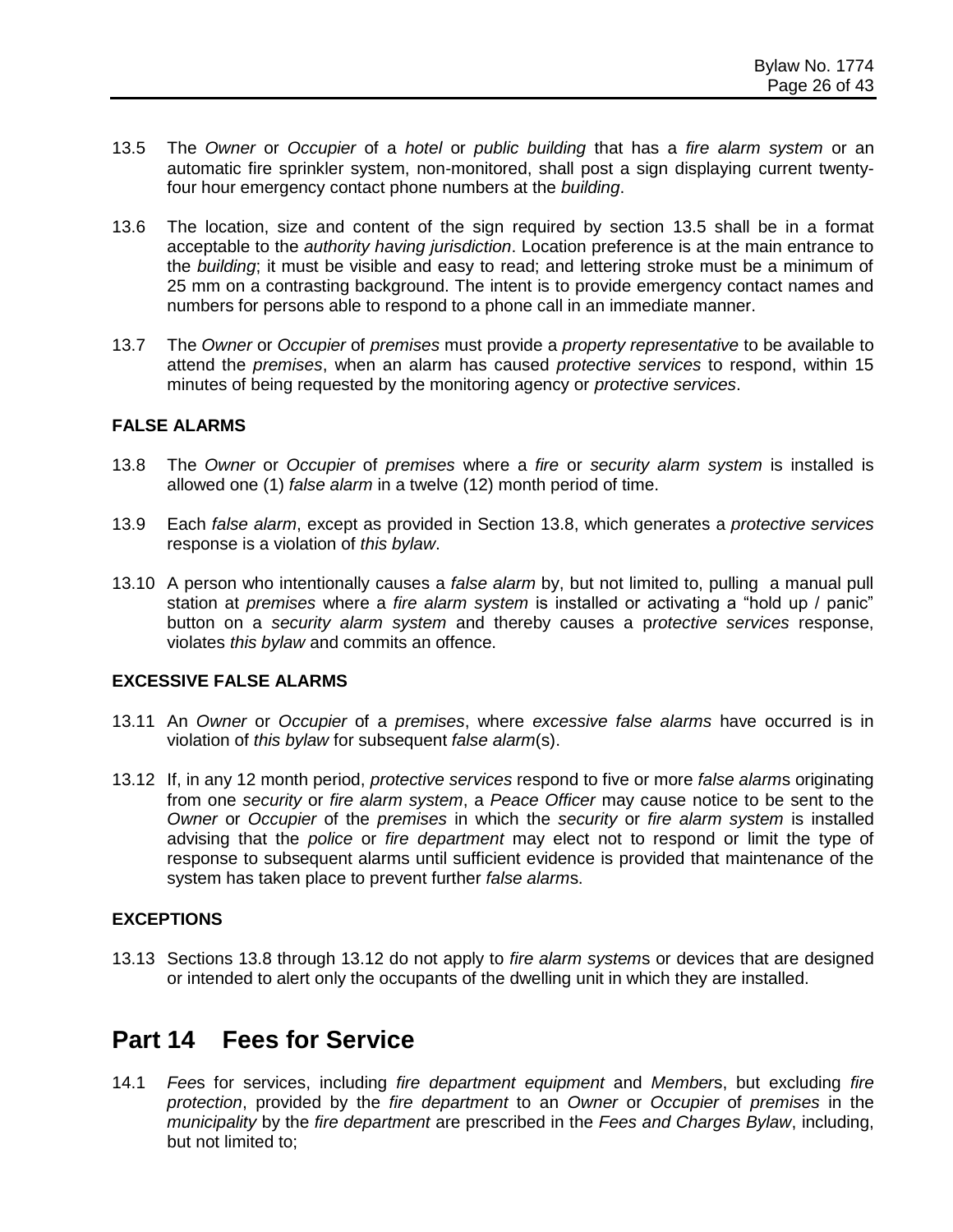13.5 The *Owner* or *Occupier* of a *hotel* or *public building* that has a *fire alarm system* or an automatic fire sprinkler system, non-monitored, shall post a sign displaying current twenty-four hour emergency contact phone numbers at the *building*.

13.6 The location, size and content of the sign required by section 13.5 shall be in a format acceptable to the *authority having jurisdiction*. Location preference is at the main entrance to the *building*; it must be visible and easy to read; and lettering stroke must be a minimum of 25 mm on a contrasting background. The intent is to provide emergency contact names and numbers for persons able to respond to a phone call in an immediate manner.

13.7 The *Owner* or *Occupier* of *premises* must provide a *property representative* to be available to attend the *premises*, when an alarm has caused *protective services* to respond, within 15 minutes of being requested by the monitoring agency or *protective services*.

**FALSE ALARMS**

13.8 The *Owner* or *Occupier* of *premises* where a *fire* or *security alarm system* is installed is allowed one (1) *false alarm* in a twelve (12) month period of time.

13.9 Each *false alarm*, except as provided in Section 13.8, which generates a *protective services* response is a violation of *this bylaw*.

13.10 A person who intentionally causes a *false alarm* by, but not limited to, pulling a manual pull station at *premises* where a *fire alarm system* is installed or activating a "hold up / panic" button on a *security alarm system* and thereby causes a p*rotective services* response, violates *this bylaw* and commits an offence.

**EXCESSIVE FALSE ALARMS**

13.11 An *Owner* or *Occupier* of a *premises*, where *excessive false alarms* have occurred is in violation of *this bylaw* for subsequent *false alarm*(s).

13.12 If, in any 12 month period, *protective services* respond to five or more *false alarm*s originating from one *security* or *fire alarm system*, a *Peace Officer* may cause notice to be sent to the *Owner* or *Occupier* of the *premises* in which the *security* or *fire alarm system* is installed advising that the *police* or *fire department* may elect not to respond or limit the type of response to subsequent alarms until sufficient evidence is provided that maintenance of the system has taken place to prevent further *false alarm*s.

**EXCEPTIONS**

13.13 Sections 13.8 through 13.12 do not apply to *fire alarm system*s or devices that are designed or intended to alert only the occupants of the dwelling unit in which they are installed.

# Part 14 Fees for Service

14.1 *Fee*s for services, including *fire department equipment* and *Member*s, but excluding *fire protection*, provided by the *fire department* to an *Owner* or *Occupier* of *premises* in the *municipality* by the *fire department* are prescribed in the *Fees and Charges Bylaw*, including, but not limited to;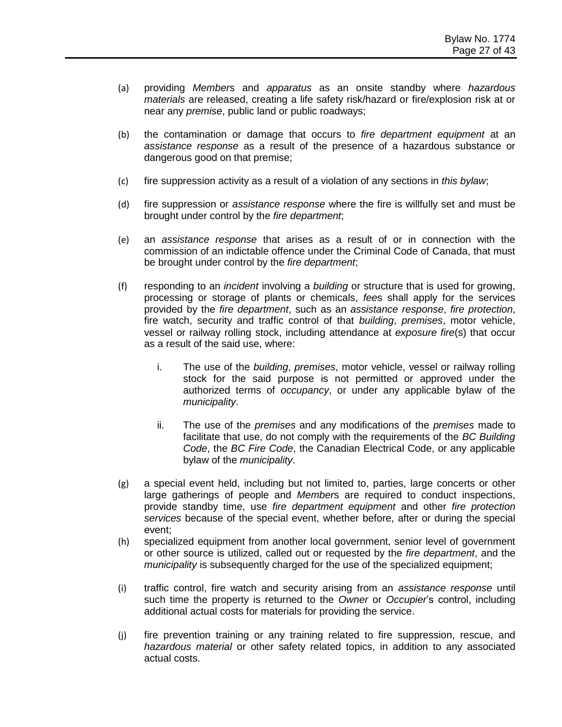(a) providing *Member*s and *apparatus* as an onsite standby where *hazardous materials* are released, creating a life safety risk/hazard or fire/explosion risk at or near any *premise*, public land or public roadways;

(b) the contamination or damage that occurs to *fire department equipment* at an *assistance response* as a result of the presence of a hazardous substance or dangerous good on that premise;

(c) fire suppression activity as a result of a violation of any sections in *this bylaw*;

(d) fire suppression or *assistance response* where the fire is willfully set and must be brought under control by the *fire department*;

(e) an *assistance response* that arises as a result of or in connection with the commission of an indictable offence under the Criminal Code of Canada, that must be brought under control by the *fire department*;

(f) responding to an *incident* involving a *building* or structure that is used for growing, processing or storage of plants or chemicals, *fee*s shall apply for the services provided by the *fire department*, such as an *assistance response*, *fire protection*, fire watch, security and traffic control of that *building*, *premises*, motor vehicle, vessel or railway rolling stock, including attendance at *exposure fire*(s) that occur as a result of the said use, where:

   i. The use of the *building*, *premises*, motor vehicle, vessel or railway rolling stock for the said purpose is not permitted or approved under the authorized terms of *occupancy*, or under any applicable bylaw of the *municipality*.

   ii. The use of the *premises* and any modifications of the *premises* made to facilitate that use, do not comply with the requirements of the *BC Building Code*, the *BC Fire Code*, the Canadian Electrical Code, or any applicable bylaw of the *municipality*.

(g) a special event held, including but not limited to, parties, large concerts or other large gatherings of people and *Member*s are required to conduct inspections, provide standby time, use *fire department equipment* and other *fire protection services* because of the special event, whether before, after or during the special event;

(h) specialized equipment from another local government, senior level of government or other source is utilized, called out or requested by the *fire department*, and the *municipality* is subsequently charged for the use of the specialized equipment;

(i) traffic control, fire watch and security arising from an *assistance response* until such time the property is returned to the *Owner* or *Occupier*'s control, including additional actual costs for materials for providing the service.

(j) fire prevention training or any training related to fire suppression, rescue, and *hazardous material* or other safety related topics, in addition to any associated actual costs.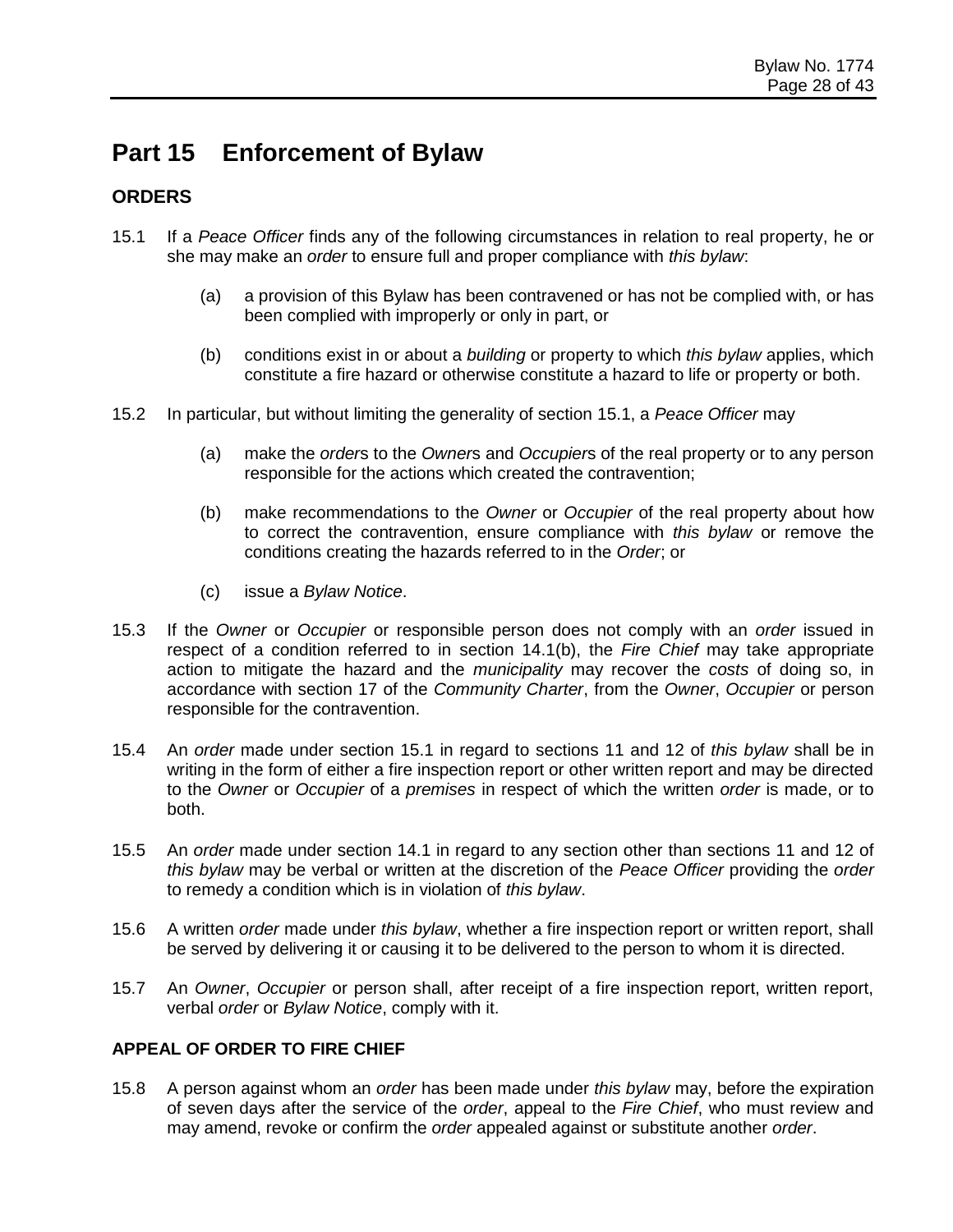# Part 15 Enforcement of Bylaw

### ORDERS

15.1 If a *Peace Officer* finds any of the following circumstances in relation to real property, he or she may make an *order* to ensure full and proper compliance with *this bylaw*:

> (a) a provision of this Bylaw has been contravened or has not be complied with, or has been complied with improperly or only in part, or
>
> (b) conditions exist in or about a *building* or property to which *this bylaw* applies, which constitute a fire hazard or otherwise constitute a hazard to life or property or both.

15.2 In particular, but without limiting the generality of section 15.1, a *Peace Officer* may

> (a) make the *order*s to the *Owner*s and *Occupier*s of the real property or to any person responsible for the actions which created the contravention;
>
> (b) make recommendations to the *Owner* or *Occupier* of the real property about how to correct the contravention, ensure compliance with *this bylaw* or remove the conditions creating the hazards referred to in the *Order*; or
>
> (c) issue a *Bylaw Notice*.

15.3 If the *Owner* or *Occupier* or responsible person does not comply with an *order* issued in respect of a condition referred to in section 14.1(b), the *Fire Chief* may take appropriate action to mitigate the hazard and the *municipality* may recover the *costs* of doing so, in accordance with section 17 of the *Community Charter*, from the *Owner*, *Occupier* or person responsible for the contravention.

15.4 An *order* made under section 15.1 in regard to sections 11 and 12 of *this bylaw* shall be in writing in the form of either a fire inspection report or other written report and may be directed to the *Owner* or *Occupier* of a *premises* in respect of which the written *order* is made, or to both.

15.5 An *order* made under section 14.1 in regard to any section other than sections 11 and 12 of *this bylaw* may be verbal or written at the discretion of the *Peace Officer* providing the *order* to remedy a condition which is in violation of *this bylaw*.

15.6 A written *order* made under *this bylaw*, whether a fire inspection report or written report, shall be served by delivering it or causing it to be delivered to the person to whom it is directed.

15.7 An *Owner*, *Occupier* or person shall, after receipt of a fire inspection report, written report, verbal *order* or *Bylaw Notice*, comply with it.

### APPEAL OF ORDER TO FIRE CHIEF

15.8 A person against whom an *order* has been made under *this bylaw* may, before the expiration of seven days after the service of the *order*, appeal to the *Fire Chief*, who must review and may amend, revoke or confirm the *order* appealed against or substitute another *order*.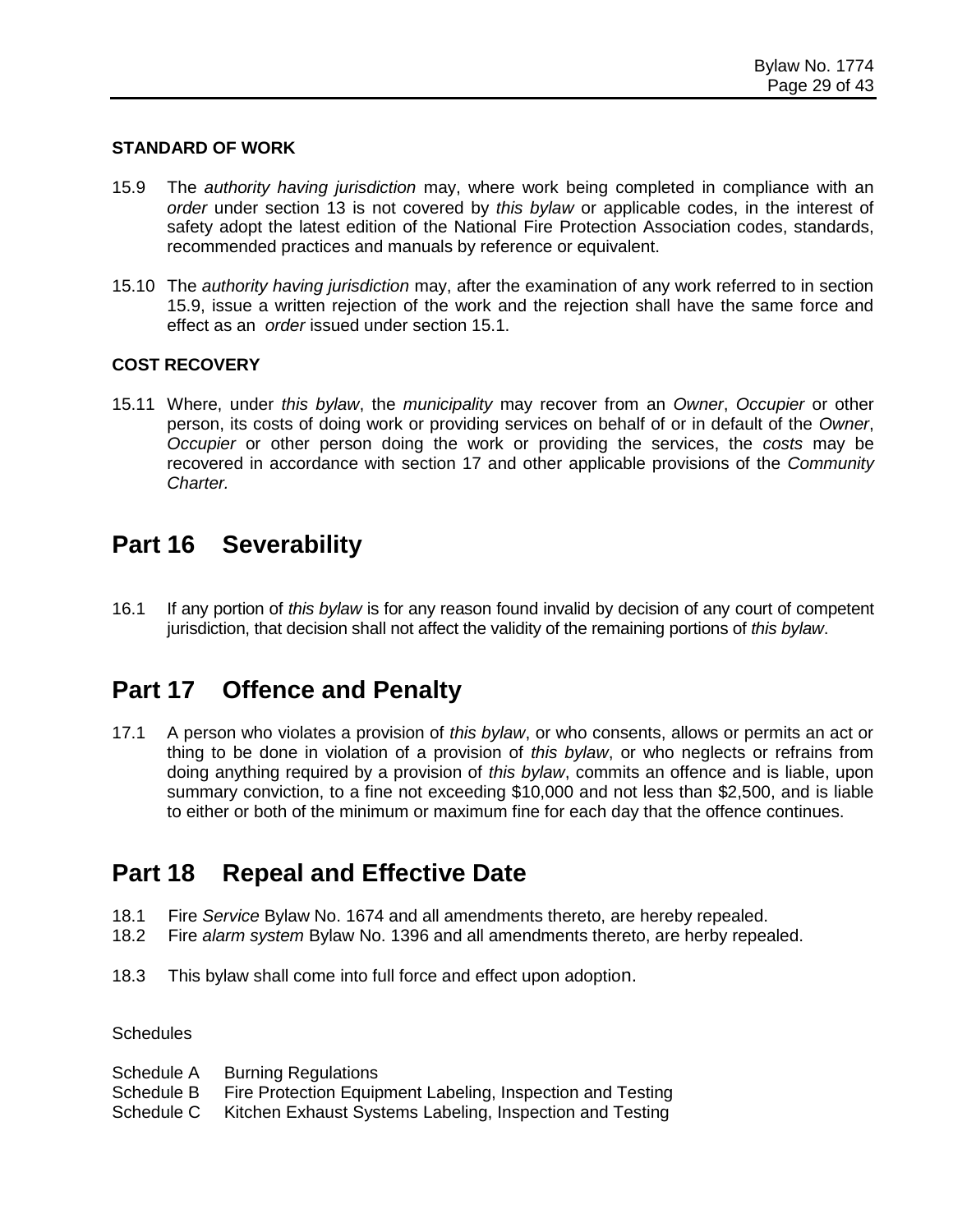**STANDARD OF WORK**

15.9 The *authority having jurisdiction* may, where work being completed in compliance with an *order* under section 13 is not covered by *this bylaw* or applicable codes, in the interest of safety adopt the latest edition of the National Fire Protection Association codes, standards, recommended practices and manuals by reference or equivalent.

15.10 The *authority having jurisdiction* may, after the examination of any work referred to in section 15.9, issue a written rejection of the work and the rejection shall have the same force and effect as an *order* issued under section 15.1.

**COST RECOVERY**

15.11 Where, under *this bylaw*, the *municipality* may recover from an *Owner*, *Occupier* or other person, its costs of doing work or providing services on behalf of or in default of the *Owner*, *Occupier* or other person doing the work or providing the services, the *costs* may be recovered in accordance with section 17 and other applicable provisions of the *Community Charter.*

# Part 16 Severability

16.1 If any portion of *this bylaw* is for any reason found invalid by decision of any court of competent jurisdiction, that decision shall not affect the validity of the remaining portions of *this bylaw*.

# Part 17 Offence and Penalty

17.1 A person who violates a provision of *this bylaw*, or who consents, allows or permits an act or thing to be done in violation of a provision of *this bylaw*, or who neglects or refrains from doing anything required by a provision of *this bylaw*, commits an offence and is liable, upon summary conviction, to a fine not exceeding $10,000 and not less than $2,500, and is liable to either or both of the minimum or maximum fine for each day that the offence continues.

# Part 18 Repeal and Effective Date

18.1 Fire *Service* Bylaw No. 1674 and all amendments thereto, are hereby repealed.
18.2 Fire *alarm system* Bylaw No. 1396 and all amendments thereto, are herby repealed.

18.3 This bylaw shall come into full force and effect upon adoption.

Schedules

Schedule A Burning Regulations
Schedule B Fire Protection Equipment Labeling, Inspection and Testing
Schedule C Kitchen Exhaust Systems Labeling, Inspection and Testing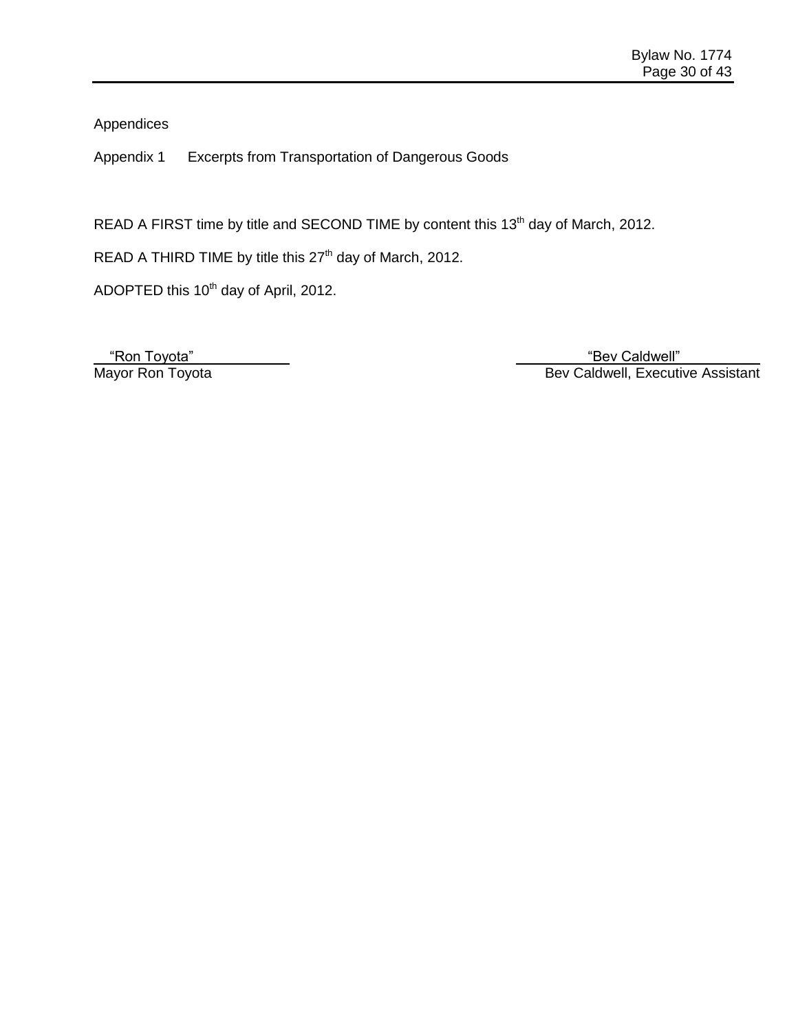Appendices

Appendix 1    Excerpts from Transportation of Dangerous Goods

READ A FIRST time by title and SECOND TIME by content this 13th day of March, 2012.

READ A THIRD TIME by title this 27th day of March, 2012.

ADOPTED this 10th day of April, 2012.

| "Ron Toyota" | "Bev Caldwell" |
|---|---|
| Mayor Ron Toyota | Bev Caldwell, Executive Assistant |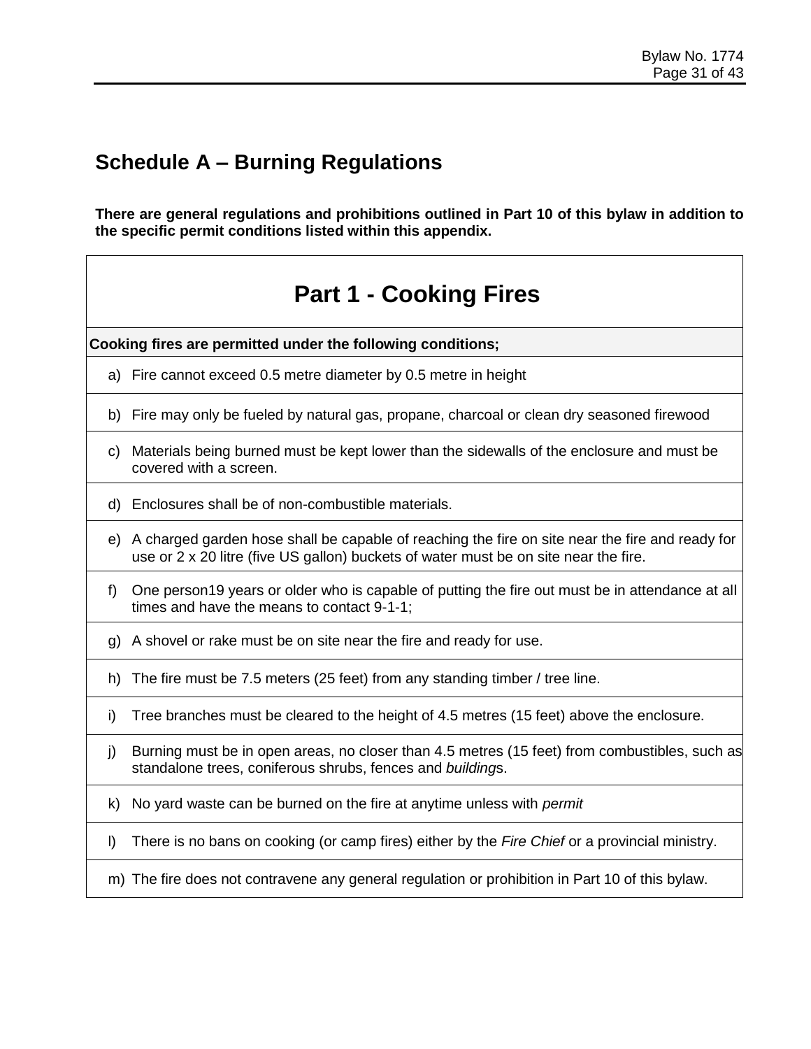## Schedule A – Burning Regulations

**There are general regulations and prohibitions outlined in Part 10 of this bylaw in addition to the specific permit conditions listed within this appendix.**

| Part 1 - Cooking Fires |
|---|
| **Cooking fires are permitted under the following conditions;** |
| a) Fire cannot exceed 0.5 metre diameter by 0.5 metre in height |
| b) Fire may only be fueled by natural gas, propane, charcoal or clean dry seasoned firewood |
| c) Materials being burned must be kept lower than the sidewalls of the enclosure and must be covered with a screen. |
| d) Enclosures shall be of non-combustible materials. |
| e) A charged garden hose shall be capable of reaching the fire on site near the fire and ready for use or 2 x 20 litre (five US gallon) buckets of water must be on site near the fire. |
| f) One person19 years or older who is capable of putting the fire out must be in attendance at all times and have the means to contact 9-1-1; |
| g) A shovel or rake must be on site near the fire and ready for use. |
| h) The fire must be 7.5 meters (25 feet) from any standing timber / tree line. |
| i) Tree branches must be cleared to the height of 4.5 metres (15 feet) above the enclosure. |
| j) Burning must be in open areas, no closer than 4.5 metres (15 feet) from combustibles, such as standalone trees, coniferous shrubs, fences and *building*s. |
| k) No yard waste can be burned on the fire at anytime unless with *permit* |
| l) There is no bans on cooking (or camp fires) either by the *Fire Chief* or a provincial ministry. |
| m) The fire does not contravene any general regulation or prohibition in Part 10 of this bylaw. |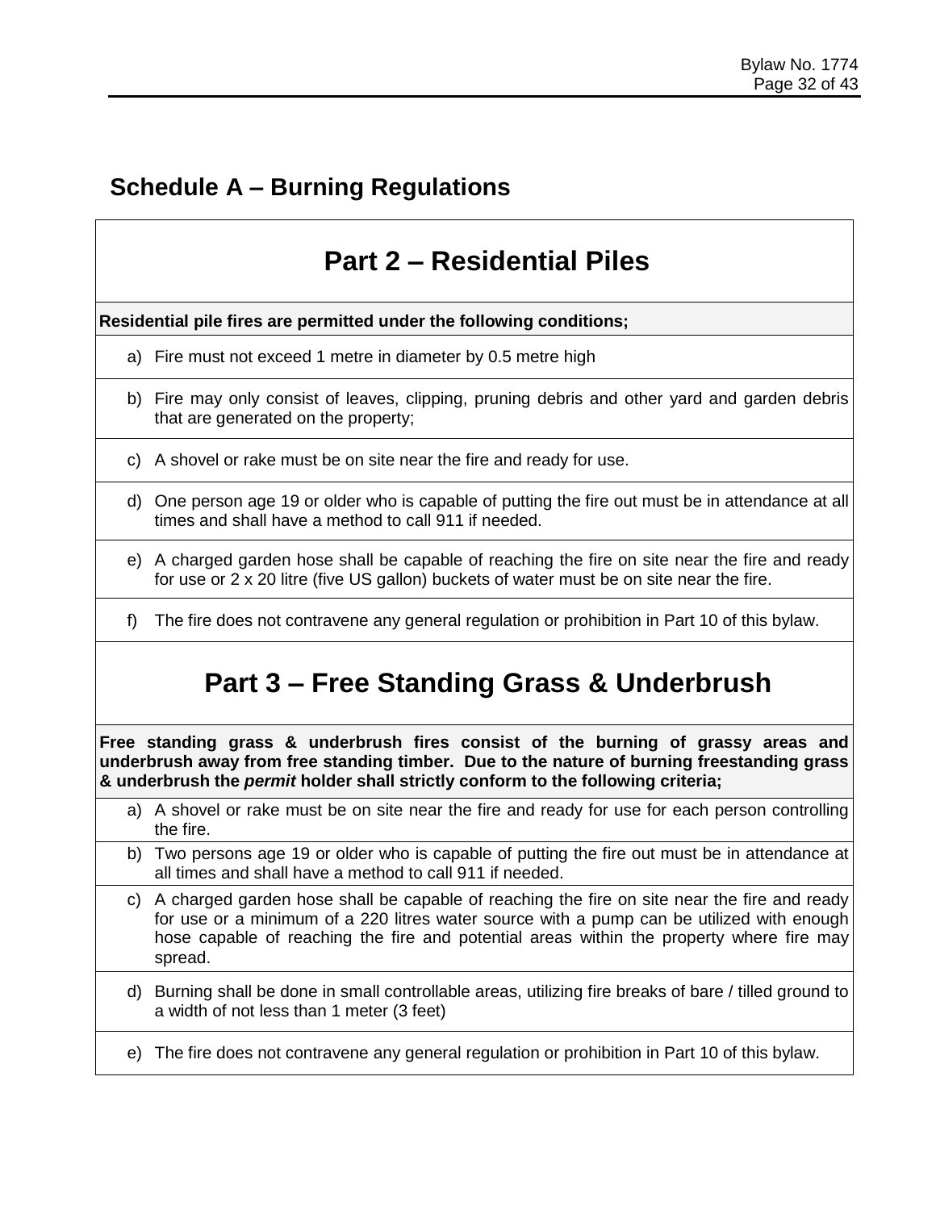## Schedule A – Burning Regulations

### Part 2 – Residential Piles

**Residential pile fires are permitted under the following conditions;**

a) Fire must not exceed 1 metre in diameter by 0.5 metre high

b) Fire may only consist of leaves, clipping, pruning debris and other yard and garden debris that are generated on the property;

c) A shovel or rake must be on site near the fire and ready for use.

d) One person age 19 or older who is capable of putting the fire out must be in attendance at all times and shall have a method to call 911 if needed.

e) A charged garden hose shall be capable of reaching the fire on site near the fire and ready for use or 2 x 20 litre (five US gallon) buckets of water must be on site near the fire.

f) The fire does not contravene any general regulation or prohibition in Part 10 of this bylaw.

### Part 3 – Free Standing Grass & Underbrush

**Free standing grass & underbrush fires consist of the burning of grassy areas and underbrush away from free standing timber. Due to the nature of burning freestanding grass & underbrush the *permit* holder shall strictly conform to the following criteria;**

a) A shovel or rake must be on site near the fire and ready for use for each person controlling the fire.

b) Two persons age 19 or older who is capable of putting the fire out must be in attendance at all times and shall have a method to call 911 if needed.

c) A charged garden hose shall be capable of reaching the fire on site near the fire and ready for use or a minimum of a 220 litres water source with a pump can be utilized with enough hose capable of reaching the fire and potential areas within the property where fire may spread.

d) Burning shall be done in small controllable areas, utilizing fire breaks of bare / tilled ground to a width of not less than 1 meter (3 feet)

e) The fire does not contravene any general regulation or prohibition in Part 10 of this bylaw.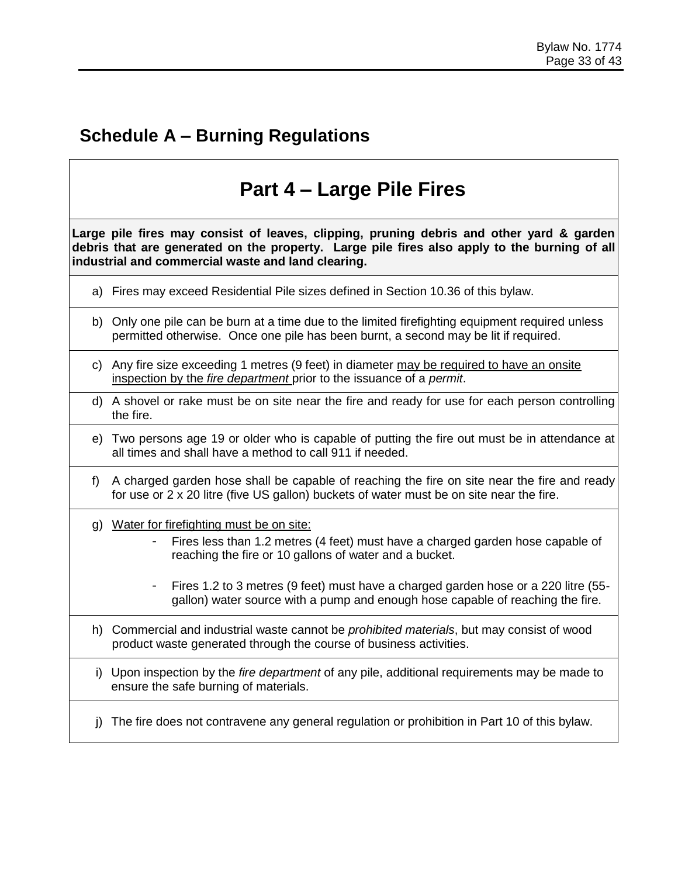## Schedule A – Burning Regulations

# Part 4 – Large Pile Fires

**Large pile fires may consist of leaves, clipping, pruning debris and other yard & garden debris that are generated on the property. Large pile fires also apply to the burning of all industrial and commercial waste and land clearing.**

a) Fires may exceed Residential Pile sizes defined in Section 10.36 of this bylaw.

b) Only one pile can be burn at a time due to the limited firefighting equipment required unless permitted otherwise. Once one pile has been burnt, a second may be lit if required.

c) Any fire size exceeding 1 metres (9 feet) in diameter <u>may be required to have an onsite inspection by the *fire department*</u> prior to the issuance of a *permit*.

d) A shovel or rake must be on site near the fire and ready for use for each person controlling the fire.

e) Two persons age 19 or older who is capable of putting the fire out must be in attendance at all times and shall have a method to call 911 if needed.

f) A charged garden hose shall be capable of reaching the fire on site near the fire and ready for use or 2 x 20 litre (five US gallon) buckets of water must be on site near the fire.

g) <u>Water for firefighting must be on site:</u>
   - Fires less than 1.2 metres (4 feet) must have a charged garden hose capable of reaching the fire or 10 gallons of water and a bucket.
   - Fires 1.2 to 3 metres (9 feet) must have a charged garden hose or a 220 litre (55-gallon) water source with a pump and enough hose capable of reaching the fire.

h) Commercial and industrial waste cannot be *prohibited materials*, but may consist of wood product waste generated through the course of business activities.

i) Upon inspection by the *fire department* of any pile, additional requirements may be made to ensure the safe burning of materials.

j) The fire does not contravene any general regulation or prohibition in Part 10 of this bylaw.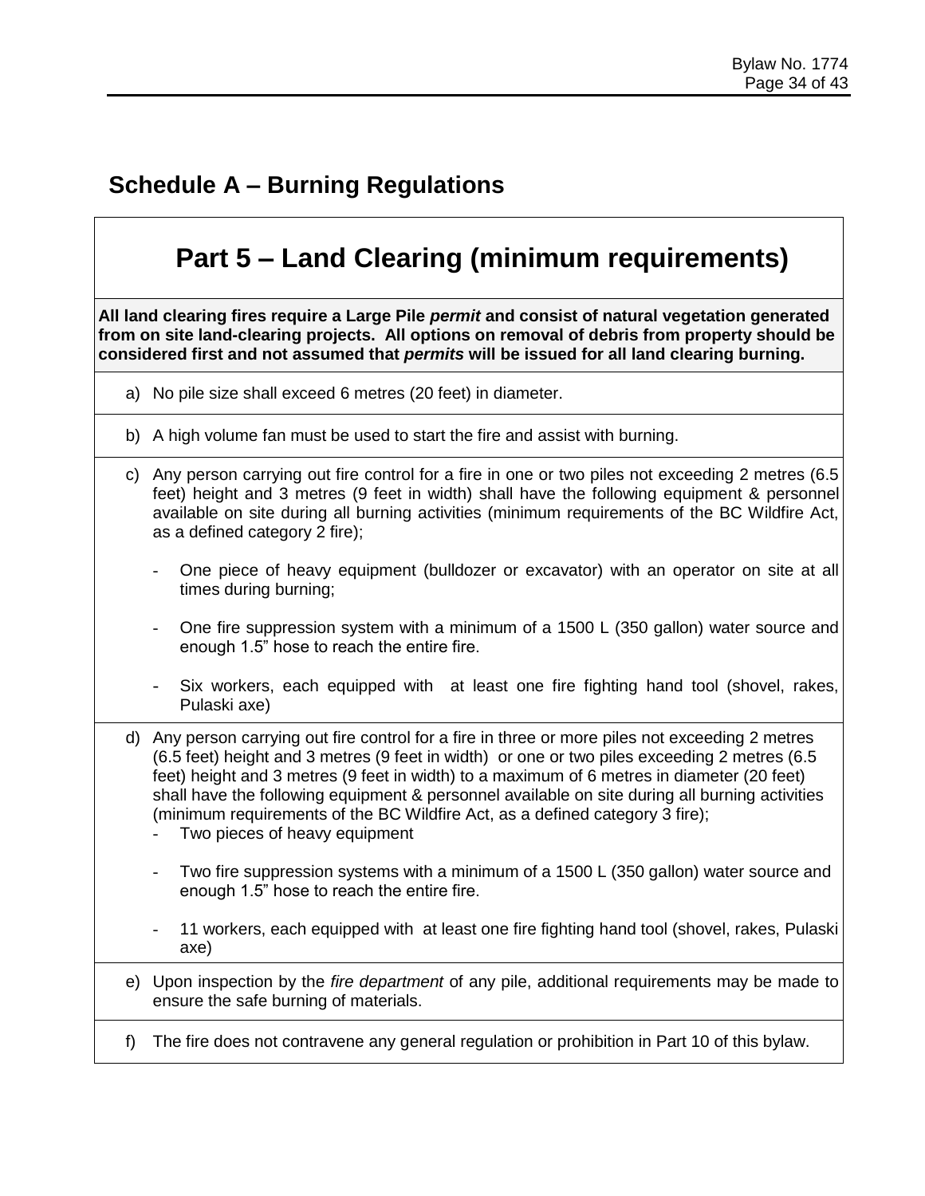## Schedule A – Burning Regulations

# Part 5 – Land Clearing (minimum requirements)

**All land clearing fires require a Large Pile *permit* and consist of natural vegetation generated from on site land-clearing projects. All options on removal of debris from property should be considered first and not assumed that *permits* will be issued for all land clearing burning.**

a) No pile size shall exceed 6 metres (20 feet) in diameter.

b) A high volume fan must be used to start the fire and assist with burning.

c) Any person carrying out fire control for a fire in one or two piles not exceeding 2 metres (6.5 feet) height and 3 metres (9 feet in width) shall have the following equipment & personnel available on site during all burning activities (minimum requirements of the BC Wildfire Act, as a defined category 2 fire);

- One piece of heavy equipment (bulldozer or excavator) with an operator on site at all times during burning;
- One fire suppression system with a minimum of a 1500 L (350 gallon) water source and enough 1.5" hose to reach the entire fire.
- Six workers, each equipped with at least one fire fighting hand tool (shovel, rakes, Pulaski axe)

d) Any person carrying out fire control for a fire in three or more piles not exceeding 2 metres (6.5 feet) height and 3 metres (9 feet in width) or one or two piles exceeding 2 metres (6.5 feet) height and 3 metres (9 feet in width) to a maximum of 6 metres in diameter (20 feet) shall have the following equipment & personnel available on site during all burning activities (minimum requirements of the BC Wildfire Act, as a defined category 3 fire);

- Two pieces of heavy equipment
- Two fire suppression systems with a minimum of a 1500 L (350 gallon) water source and enough 1.5" hose to reach the entire fire.
- 11 workers, each equipped with at least one fire fighting hand tool (shovel, rakes, Pulaski axe)

e) Upon inspection by the *fire department* of any pile, additional requirements may be made to ensure the safe burning of materials.

f) The fire does not contravene any general regulation or prohibition in Part 10 of this bylaw.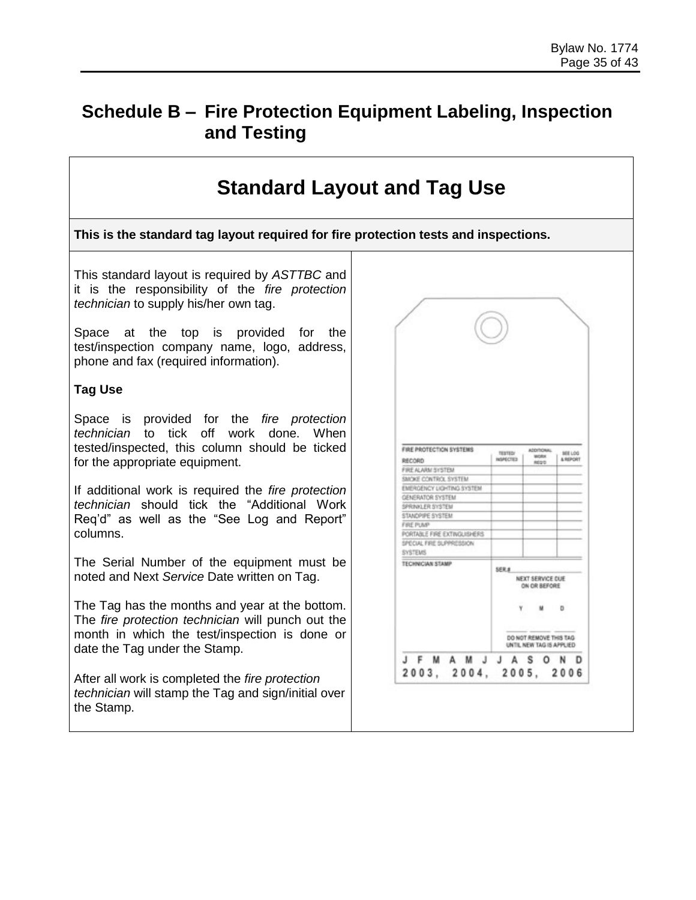# Schedule B – Fire Protection Equipment Labeling, Inspection and Testing

## Standard Layout and Tag Use

**This is the standard tag layout required for fire protection tests and inspections.**

This standard layout is required by *ASTTBC* and it is the responsibility of the *fire protection technician* to supply his/her own tag.

Space at the top is provided for the test/inspection company name, logo, address, phone and fax (required information).

**Tag Use**

Space is provided for the *fire protection technician* to tick off work done. When tested/inspected, this column should be ticked for the appropriate equipment.

If additional work is required the *fire protection technician* should tick the “Additional Work Req’d” as well as the “See Log and Report” columns.

The Serial Number of the equipment must be noted and Next *Service* Date written on Tag.

The Tag has the months and year at the bottom. The *fire protection technician* will punch out the month in which the test/inspection is done or date the Tag under the Stamp.

After all work is completed the *fire protection technician* will stamp the Tag and sign/initial over the Stamp.

| FIRE PROTECTION SYSTEMS RECORD | TESTED/ INSPECTED | ADDITIONAL WORK REQ'D | SEE LOG & REPORT |
|---|---|---|---|
| FIRE ALARM SYSTEM | | | |
| SMOKE CONTROL SYSTEM | | | |
| EMERGENCY LIGHTING SYSTEM | | | |
| GENERATOR SYSTEM | | | |
| SPRINKLER SYSTEM | | | |
| STANDPIPE SYSTEM | | | |
| FIRE PUMP | | | |
| PORTABLE FIRE EXTINGUISHERS | | | |
| SPECIAL FIRE SUPPRESSION SYSTEMS | | | |

TECHNICIAN STAMP

SER.# \_\_\_\_\_\_

NEXT SERVICE DUE ON OR BEFORE

Y M D

DO NOT REMOVE THIS TAG UNTIL NEW TAG IS APPLIED

J F M A M J J A S O N D

2003, 2004, 2005, 2006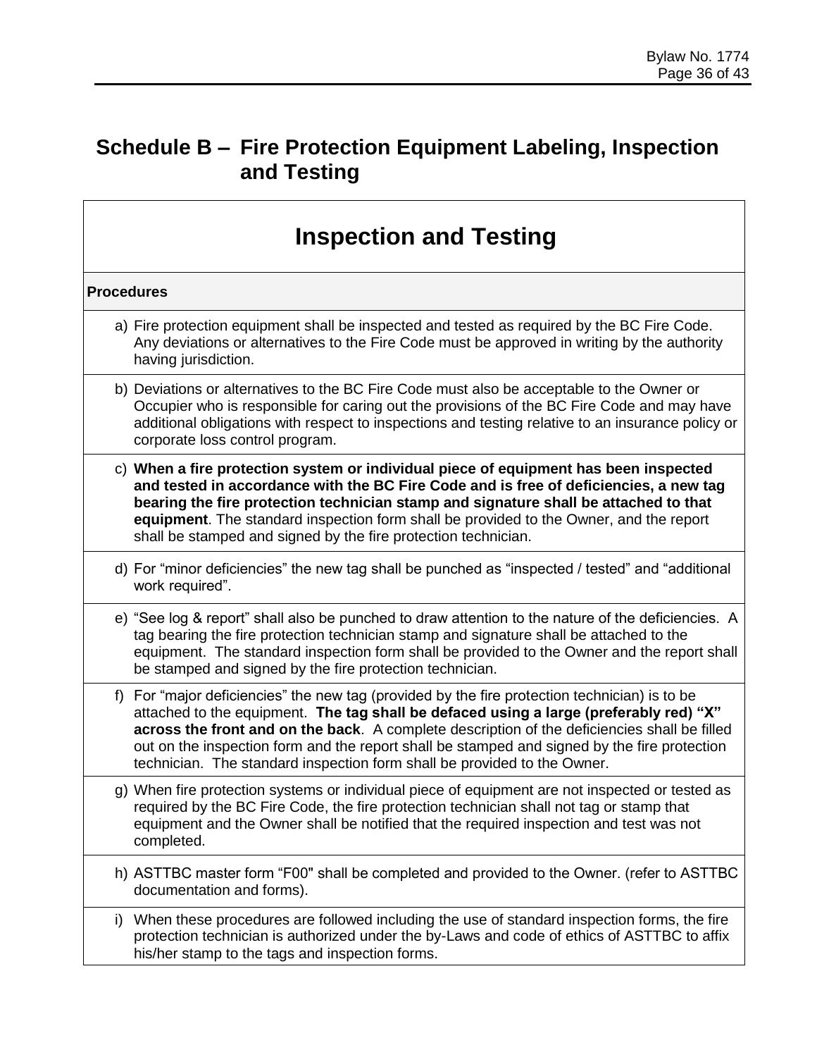# Schedule B – Fire Protection Equipment Labeling, Inspection and Testing

## Inspection and Testing

**Procedures**

a) Fire protection equipment shall be inspected and tested as required by the BC Fire Code. Any deviations or alternatives to the Fire Code must be approved in writing by the authority having jurisdiction.

b) Deviations or alternatives to the BC Fire Code must also be acceptable to the Owner or Occupier who is responsible for caring out the provisions of the BC Fire Code and may have additional obligations with respect to inspections and testing relative to an insurance policy or corporate loss control program.

c) **When a fire protection system or individual piece of equipment has been inspected and tested in accordance with the BC Fire Code and is free of deficiencies, a new tag bearing the fire protection technician stamp and signature shall be attached to that equipment**. The standard inspection form shall be provided to the Owner, and the report shall be stamped and signed by the fire protection technician.

d) For "minor deficiencies" the new tag shall be punched as "inspected / tested" and "additional work required".

e) "See log & report" shall also be punched to draw attention to the nature of the deficiencies. A tag bearing the fire protection technician stamp and signature shall be attached to the equipment. The standard inspection form shall be provided to the Owner and the report shall be stamped and signed by the fire protection technician.

f) For "major deficiencies" the new tag (provided by the fire protection technician) is to be attached to the equipment. **The tag shall be defaced using a large (preferably red) "X" across the front and on the back**. A complete description of the deficiencies shall be filled out on the inspection form and the report shall be stamped and signed by the fire protection technician. The standard inspection form shall be provided to the Owner.

g) When fire protection systems or individual piece of equipment are not inspected or tested as required by the BC Fire Code, the fire protection technician shall not tag or stamp that equipment and the Owner shall be notified that the required inspection and test was not completed.

h) ASTTBC master form "F00" shall be completed and provided to the Owner. (refer to ASTTBC documentation and forms).

i) When these procedures are followed including the use of standard inspection forms, the fire protection technician is authorized under the by-Laws and code of ethics of ASTTBC to affix his/her stamp to the tags and inspection forms.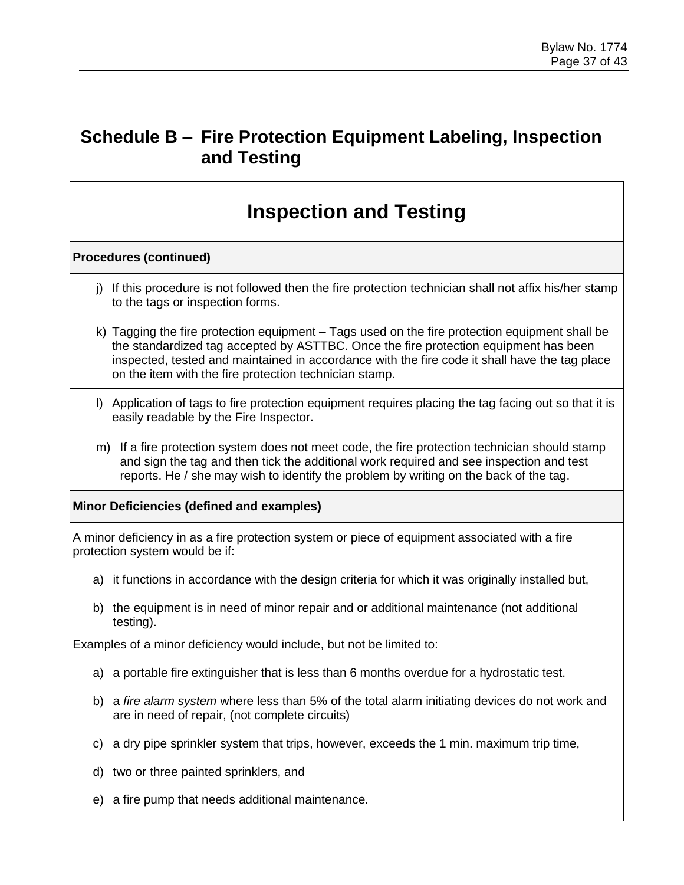## Schedule B – Fire Protection Equipment Labeling, Inspection and Testing

### Inspection and Testing

**Procedures (continued)**

j) If this procedure is not followed then the fire protection technician shall not affix his/her stamp to the tags or inspection forms.

k) Tagging the fire protection equipment – Tags used on the fire protection equipment shall be the standardized tag accepted by ASTTBC. Once the fire protection equipment has been inspected, tested and maintained in accordance with the fire code it shall have the tag place on the item with the fire protection technician stamp.

l) Application of tags to fire protection equipment requires placing the tag facing out so that it is easily readable by the Fire Inspector.

m) If a fire protection system does not meet code, the fire protection technician should stamp and sign the tag and then tick the additional work required and see inspection and test reports. He / she may wish to identify the problem by writing on the back of the tag.

**Minor Deficiencies (defined and examples)**

A minor deficiency in as a fire protection system or piece of equipment associated with a fire protection system would be if:

a) it functions in accordance with the design criteria for which it was originally installed but,

b) the equipment is in need of minor repair and or additional maintenance (not additional testing).

Examples of a minor deficiency would include, but not be limited to:

a) a portable fire extinguisher that is less than 6 months overdue for a hydrostatic test.

b) a *fire alarm system* where less than 5% of the total alarm initiating devices do not work and are in need of repair, (not complete circuits)

c) a dry pipe sprinkler system that trips, however, exceeds the 1 min. maximum trip time,

d) two or three painted sprinklers, and

e) a fire pump that needs additional maintenance.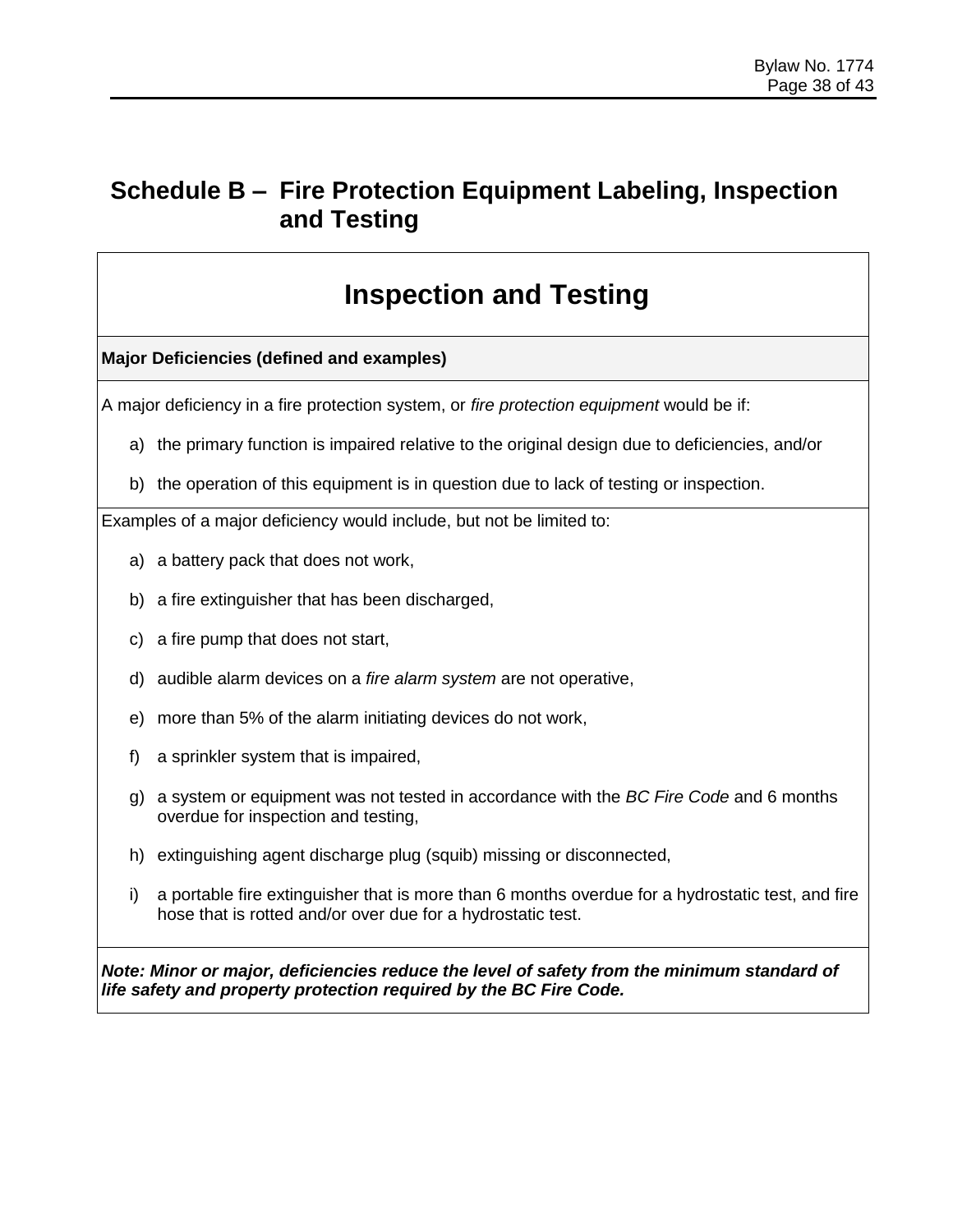# Schedule B – Fire Protection Equipment Labeling, Inspection and Testing

## Inspection and Testing

**Major Deficiencies (defined and examples)**

A major deficiency in a fire protection system, or *fire protection equipment* would be if:

a) the primary function is impaired relative to the original design due to deficiencies, and/or

b) the operation of this equipment is in question due to lack of testing or inspection.

Examples of a major deficiency would include, but not be limited to:

a) a battery pack that does not work,

b) a fire extinguisher that has been discharged,

c) a fire pump that does not start,

d) audible alarm devices on a *fire alarm system* are not operative,

e) more than 5% of the alarm initiating devices do not work,

f) a sprinkler system that is impaired,

g) a system or equipment was not tested in accordance with the *BC Fire Code* and 6 months overdue for inspection and testing,

h) extinguishing agent discharge plug (squib) missing or disconnected,

i) a portable fire extinguisher that is more than 6 months overdue for a hydrostatic test, and fire hose that is rotted and/or over due for a hydrostatic test.

***Note: Minor or major, deficiencies reduce the level of safety from the minimum standard of life safety and property protection required by the BC Fire Code.***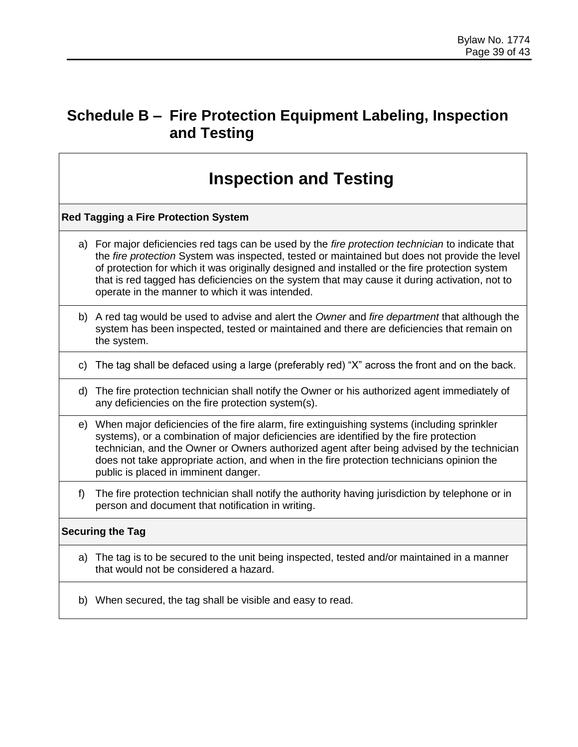## Schedule B – Fire Protection Equipment Labeling, Inspection and Testing

### Inspection and Testing

**Red Tagging a Fire Protection System**

a) For major deficiencies red tags can be used by the *fire protection technician* to indicate that the *fire protection* System was inspected, tested or maintained but does not provide the level of protection for which it was originally designed and installed or the fire protection system that is red tagged has deficiencies on the system that may cause it during activation, not to operate in the manner to which it was intended.

b) A red tag would be used to advise and alert the *Owner* and *fire department* that although the system has been inspected, tested or maintained and there are deficiencies that remain on the system.

c) The tag shall be defaced using a large (preferably red) "X" across the front and on the back.

d) The fire protection technician shall notify the Owner or his authorized agent immediately of any deficiencies on the fire protection system(s).

e) When major deficiencies of the fire alarm, fire extinguishing systems (including sprinkler systems), or a combination of major deficiencies are identified by the fire protection technician, and the Owner or Owners authorized agent after being advised by the technician does not take appropriate action, and when in the fire protection technicians opinion the public is placed in imminent danger.

f) The fire protection technician shall notify the authority having jurisdiction by telephone or in person and document that notification in writing.

**Securing the Tag**

a) The tag is to be secured to the unit being inspected, tested and/or maintained in a manner that would not be considered a hazard.

b) When secured, the tag shall be visible and easy to read.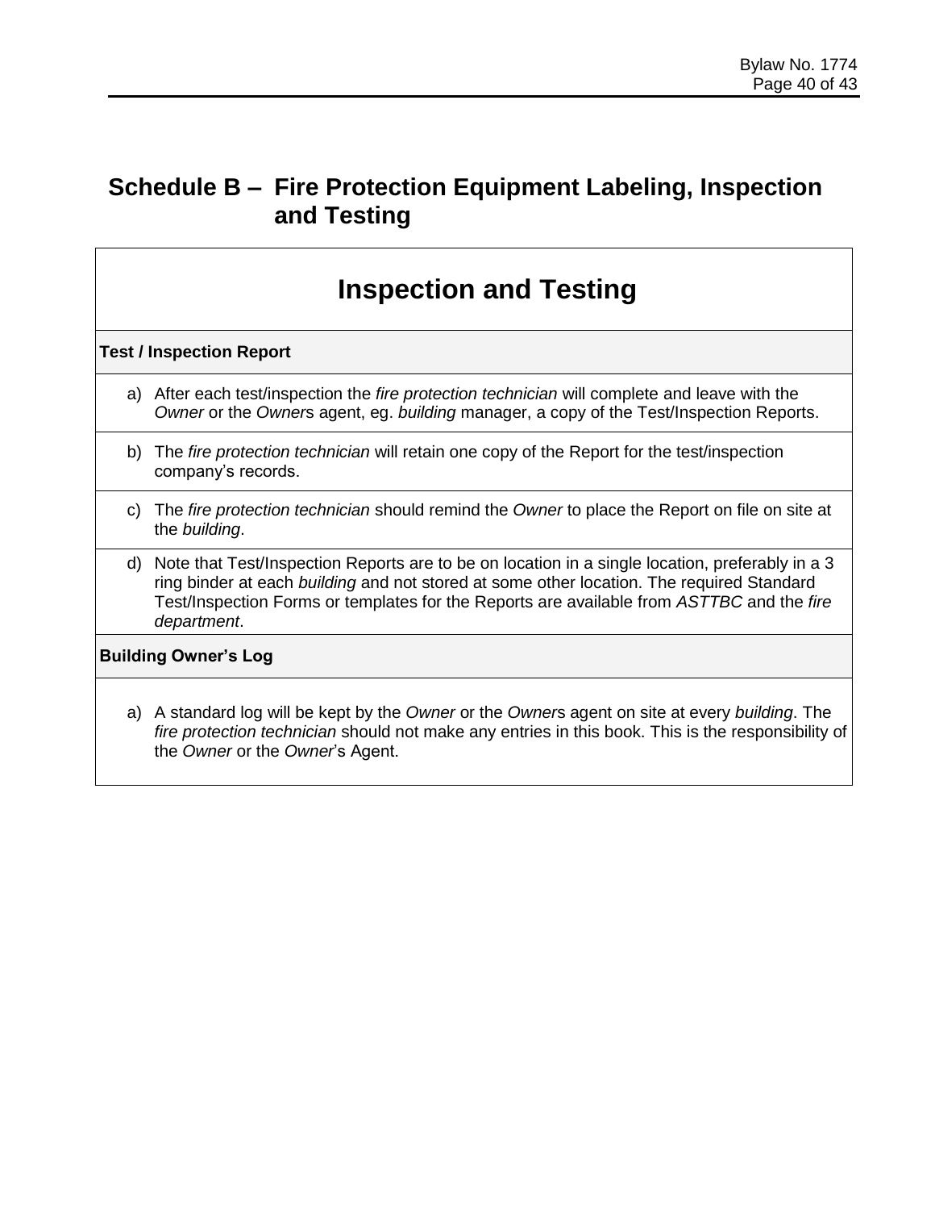# Schedule B – Fire Protection Equipment Labeling, Inspection and Testing

## Inspection and Testing

### Test / Inspection Report

a) After each test/inspection the *fire protection technician* will complete and leave with the *Owner* or the *Owner*s agent, eg. *building* manager, a copy of the Test/Inspection Reports.

b) The *fire protection technician* will retain one copy of the Report for the test/inspection company's records.

c) The *fire protection technician* should remind the *Owner* to place the Report on file on site at the *building*.

d) Note that Test/Inspection Reports are to be on location in a single location, preferably in a 3 ring binder at each *building* and not stored at some other location. The required Standard Test/Inspection Forms or templates for the Reports are available from *ASTTBC* and the *fire department*.

### Building Owner's Log

a) A standard log will be kept by the *Owner* or the *Owner*s agent on site at every *building*. The *fire protection technician* should not make any entries in this book. This is the responsibility of the *Owner* or the *Owner*'s Agent.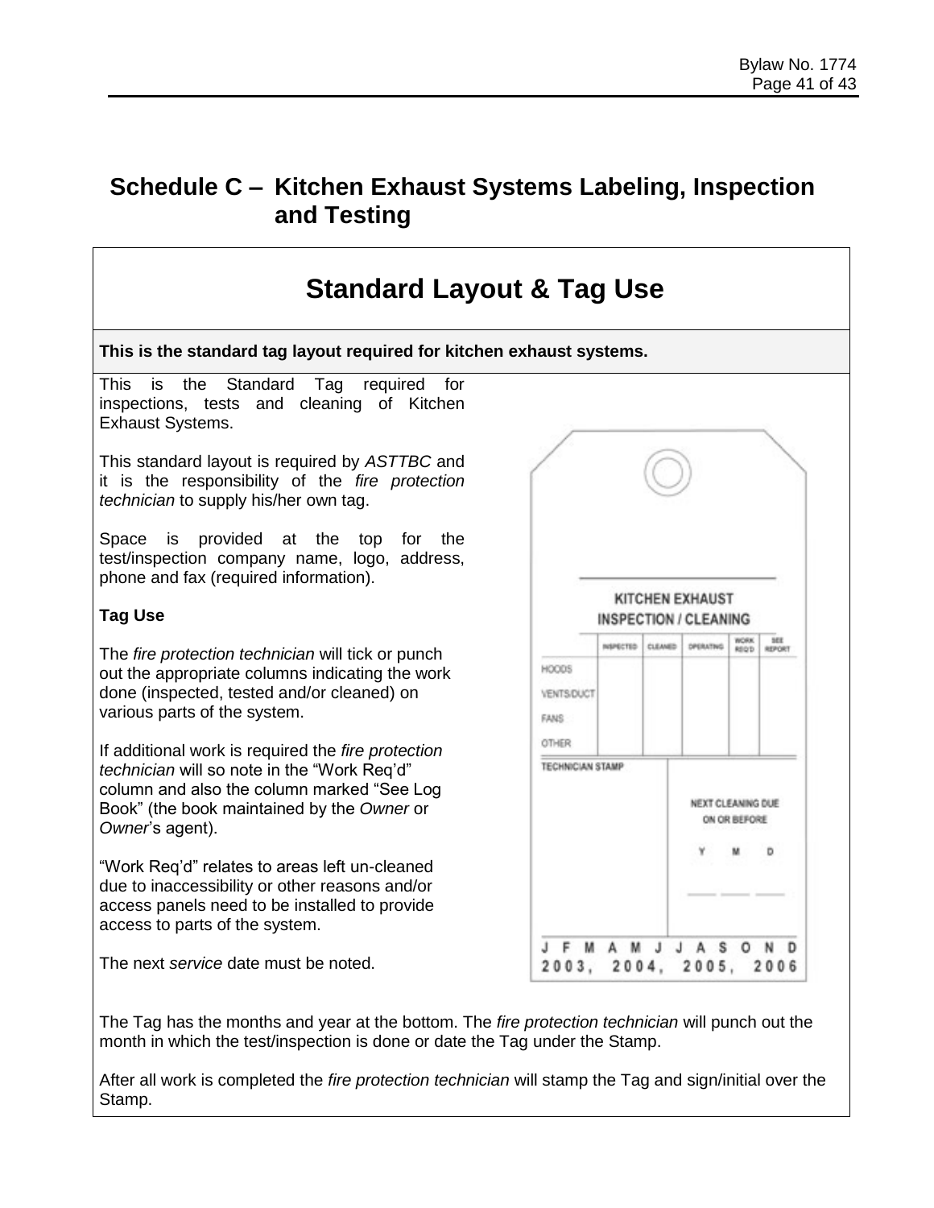# Schedule C – Kitchen Exhaust Systems Labeling, Inspection and Testing

## Standard Layout & Tag Use

**This is the standard tag layout required for kitchen exhaust systems.**

This is the Standard Tag required for inspections, tests and cleaning of Kitchen Exhaust Systems.

This standard layout is required by *ASTTBC* and it is the responsibility of the *fire protection technician* to supply his/her own tag.

Space is provided at the top for the test/inspection company name, logo, address, phone and fax (required information).

**Tag Use**

The *fire protection technician* will tick or punch out the appropriate columns indicating the work done (inspected, tested and/or cleaned) on various parts of the system.

If additional work is required the *fire protection technician* will so note in the "Work Req'd" column and also the column marked "See Log Book" (the book maintained by the *Owner* or *Owner*'s agent).

"Work Req'd" relates to areas left un-cleaned due to inaccessibility or other reasons and/or access panels need to be installed to provide access to parts of the system.

The next *service* date must be noted.

KITCHEN EXHAUST INSPECTION / CLEANING

| | INSPECTED | CLEANED | OPERATING | WORK REQ'D | SEE REPORT |
|---|---|---|---|---|---|
| HOODS | | | | | |
| VENTS/DUCT | | | | | |
| FANS | | | | | |
| OTHER | | | | | |

TECHNICIAN STAMP

NEXT CLEANING DUE ON OR BEFORE

Y M D

J F M A M J J A S O N D

2003, 2004, 2005, 2006

The Tag has the months and year at the bottom. The *fire protection technician* will punch out the month in which the test/inspection is done or date the Tag under the Stamp.

After all work is completed the *fire protection technician* will stamp the Tag and sign/initial over the Stamp.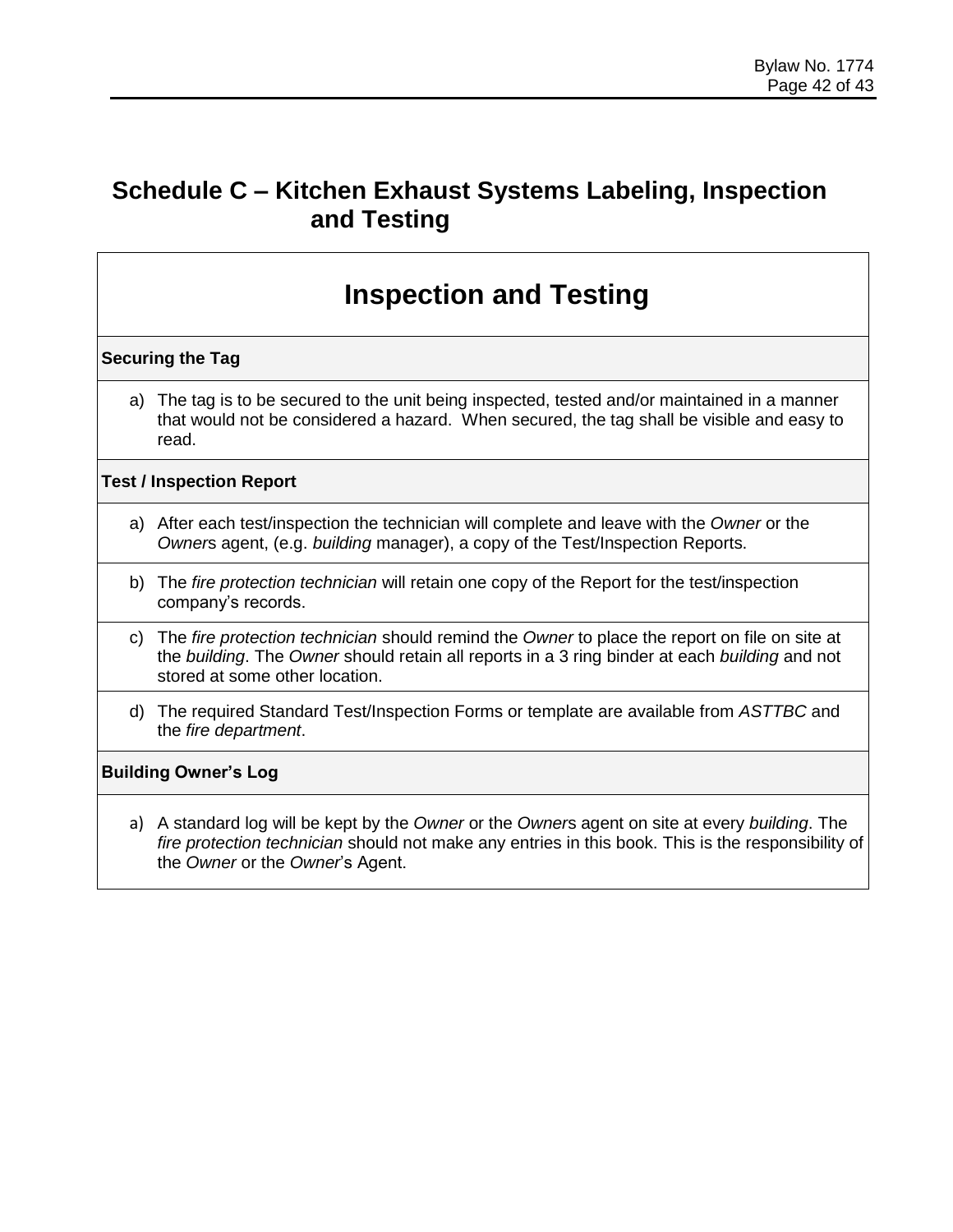# Schedule C – Kitchen Exhaust Systems Labeling, Inspection and Testing

## Inspection and Testing

### Securing the Tag

a) The tag is to be secured to the unit being inspected, tested and/or maintained in a manner that would not be considered a hazard. When secured, the tag shall be visible and easy to read.

### Test / Inspection Report

a) After each test/inspection the technician will complete and leave with the *Owner* or the *Owner*s agent, (e.g. *building* manager), a copy of the Test/Inspection Reports.

b) The *fire protection technician* will retain one copy of the Report for the test/inspection company's records.

c) The *fire protection technician* should remind the *Owner* to place the report on file on site at the *building*. The *Owner* should retain all reports in a 3 ring binder at each *building* and not stored at some other location.

d) The required Standard Test/Inspection Forms or template are available from *ASTTBC* and the *fire department*.

### Building Owner's Log

a) A standard log will be kept by the *Owner* or the *Owner*s agent on site at every *building*. The *fire protection technician* should not make any entries in this book. This is the responsibility of the *Owner* or the *Owner*'s Agent.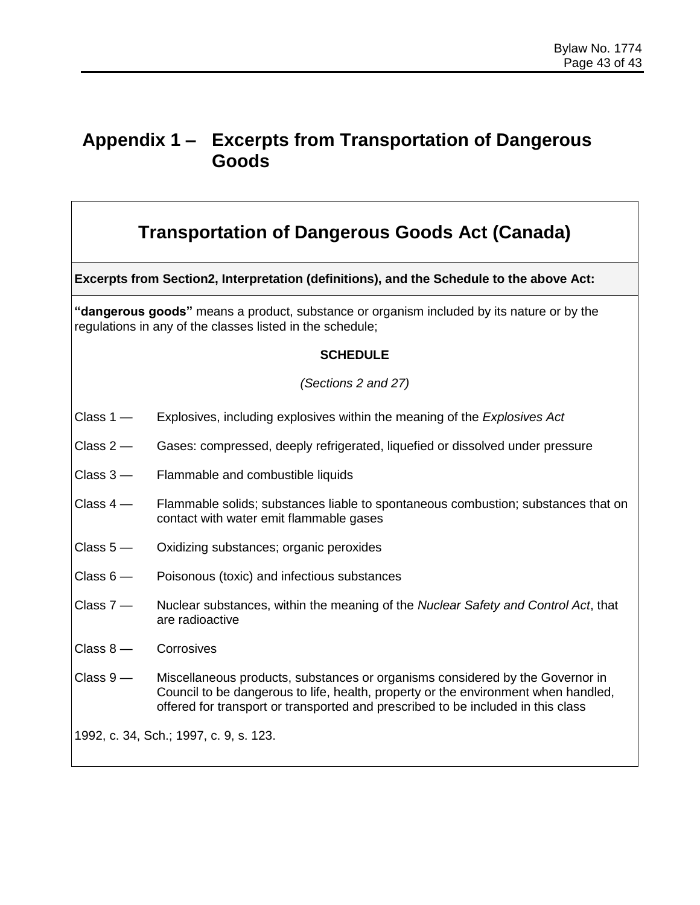# Appendix 1 – Excerpts from Transportation of Dangerous Goods

## Transportation of Dangerous Goods Act (Canada)

**Excerpts from Section2, Interpretation (definitions), and the Schedule to the above Act:**

**"dangerous goods"** means a product, substance or organism included by its nature or by the regulations in any of the classes listed in the schedule;

**SCHEDULE**

*(Sections 2 and 27)*

Class 1 — Explosives, including explosives within the meaning of the *Explosives Act*

Class 2 — Gases: compressed, deeply refrigerated, liquefied or dissolved under pressure

Class 3 — Flammable and combustible liquids

Class 4 — Flammable solids; substances liable to spontaneous combustion; substances that on contact with water emit flammable gases

Class 5 — Oxidizing substances; organic peroxides

Class 6 — Poisonous (toxic) and infectious substances

Class 7 — Nuclear substances, within the meaning of the *Nuclear Safety and Control Act*, that are radioactive

Class 8 — Corrosives

Class 9 — Miscellaneous products, substances or organisms considered by the Governor in Council to be dangerous to life, health, property or the environment when handled, offered for transport or transported and prescribed to be included in this class

1992, c. 34, Sch.; 1997, c. 9, s. 123.